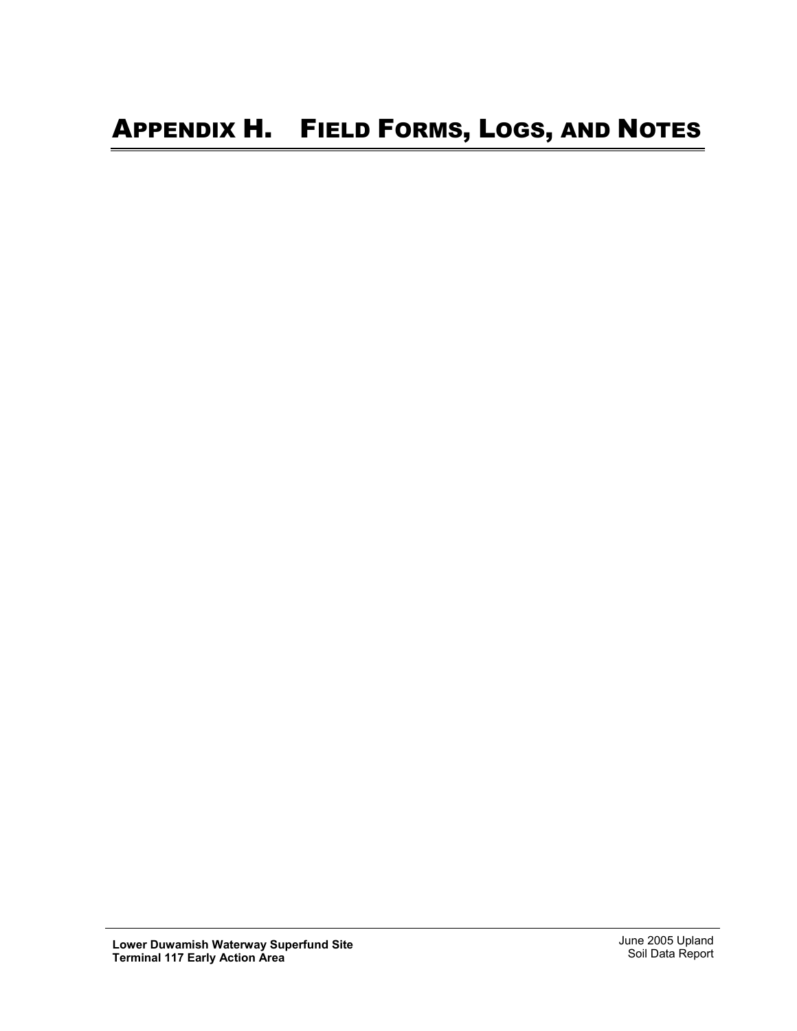# Appendix H. Field Forms, Logs, and Notes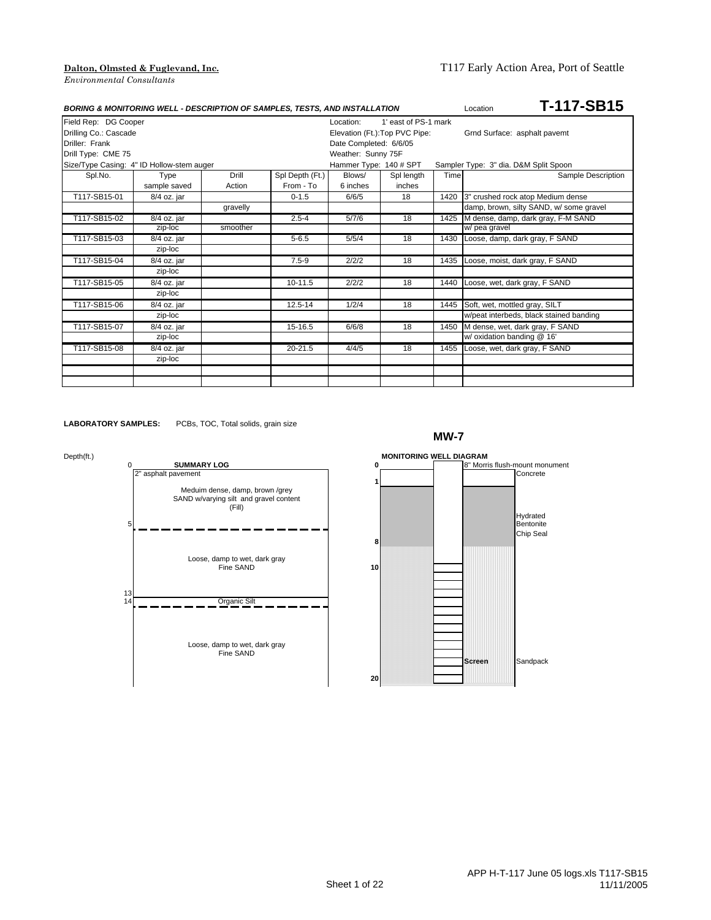**Dalton, Olmsted & Fuglevand, Inc.**
*Environmental Consultants*

T117 Early Action Area, Port of Seattle

***BORING & MONITORING WELL - DESCRIPTION OF SAMPLES, TESTS, AND INSTALLATION*** Location **T-117-SB15**

| | | | |
|---|---|---|---|
| Field Rep: DG Cooper | | Location: 1' east of PS-1 mark | |
| Drilling Co.: Cascade | | Elevation (Ft.):Top PVC Pipe: | Grnd Surface: asphalt pavemt |
| Driller: Frank | | Date Completed: 6/6/05 | |
| Drill Type: CME 75 | | Weather: Sunny 75F | |
| Size/Type Casing: 4" ID Hollow-stem auger | | Hammer Type: 140 # SPT | Sampler Type: 3" dia. D&M Split Spoon |

| Spl.No. | Type sample saved | Drill Action | Spl Depth (Ft.) From - To | Blows/ 6 inches | Spl length inches | Time | Sample Description |
|---|---|---|---|---|---|---|---|
| T117-SB15-01 | 8/4 oz. jar | | 0-1.5 | 6/6/5 | 18 | 1420 | 3" crushed rock atop Medium dense |
| | | gravelly | | | | | damp, brown, silty SAND, w/ some gravel |
| T117-SB15-02 | 8/4 oz. jar | | 2.5-4 | 5/7/6 | 18 | 1425 | M dense, damp, dark gray, F-M SAND |
| | zip-loc | smoother | | | | | w/ pea gravel |
| T117-SB15-03 | 8/4 oz. jar | | 5-6.5 | 5/5/4 | 18 | 1430 | Loose, damp, dark gray, F SAND |
| | zip-loc | | | | | | |
| T117-SB15-04 | 8/4 oz. jar | | 7.5-9 | 2/2/2 | 18 | 1435 | Loose, moist, dark gray, F SAND |
| | zip-loc | | | | | | |
| T117-SB15-05 | 8/4 oz. jar | | 10-11.5 | 2/2/2 | 18 | 1440 | Loose, wet, dark gray, F SAND |
| | zip-loc | | | | | | |
| T117-SB15-06 | 8/4 oz. jar | | 12.5-14 | 1/2/4 | 18 | 1445 | Soft, wet, mottled gray, SILT |
| | zip-loc | | | | | | w/peat interbeds, black stained banding |
| T117-SB15-07 | 8/4 oz. jar | | 15-16.5 | 6/6/8 | 18 | 1450 | M dense, wet, dark gray, F SAND |
| | zip-loc | | | | | | w/ oxidation banding @ 16' |
| T117-SB15-08 | 8/4 oz. jar | | 20-21.5 | 4/4/5 | 18 | 1455 | Loose, wet, dark gray, F SAND |
| | zip-loc | | | | | | |

**LABORATORY SAMPLES:** PCBs, TOC, Total solids, grain size

**MW-7**

**SUMMARY LOG**

| Depth(ft.) | Description |
|---|---|
| 0 | 2" asphalt pavement |
| 0-5 | Meduim dense, damp, brown /grey SAND w/varying silt and gravel content (Fill) |
| 5-13 | Loose, damp to wet, dark gray Fine SAND |
| 13-14 | Organic Silt |
| 14-20 | Loose, damp to wet, dark gray Fine SAND |

**MONITORING WELL DIAGRAM**

| Depth(ft.) | Component |
|---|---|
| 0 | 8" Morris flush-mount monument |
| 0-1 | Concrete |
| 1-8 | Hydrated Bentonite Chip Seal |
| 8-20 | Sandpack |
| 10-20 | Screen |

APP H-T-117 June 05 logs.xls T117-SB15
11/11/2005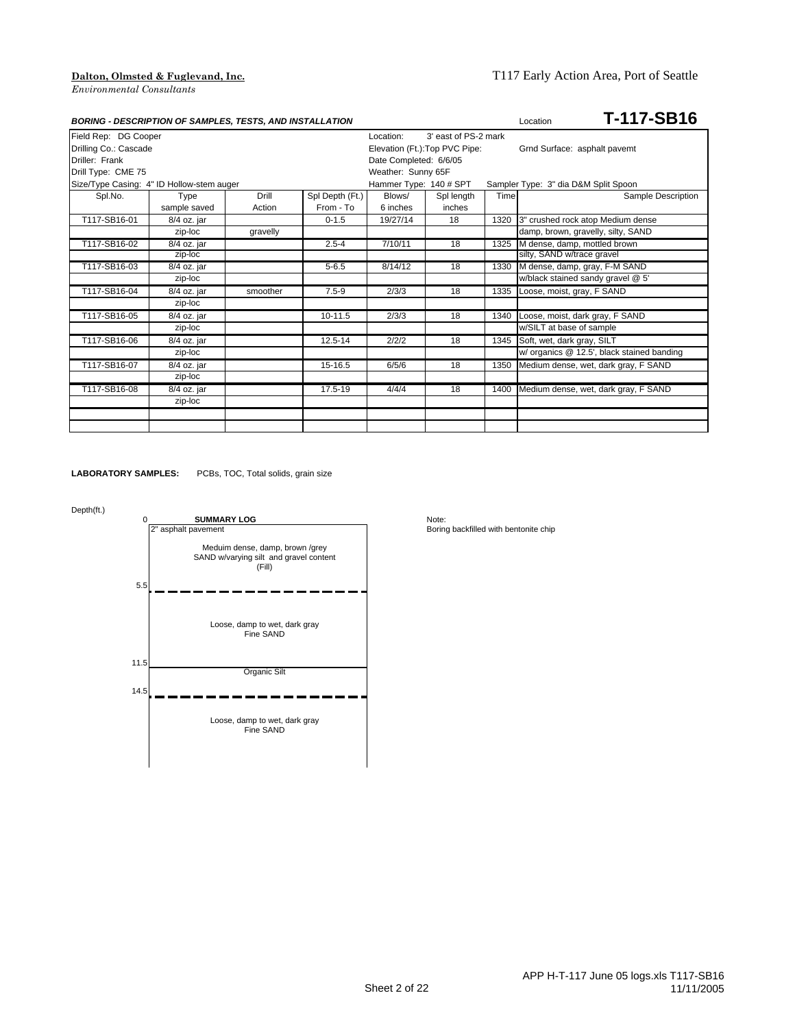**Dalton, Olmsted & Fuglevand, Inc.**
*Environmental Consultants*

T117 Early Action Area, Port of Seattle

***BORING - DESCRIPTION OF SAMPLES, TESTS, AND INSTALLATION*** Location **T-117-SB16**

| | | | | | | | |
|---|---|---|---|---|---|---|---|
| Field Rep: DG Cooper | | | Location: 3' east of PS-2 mark | | | | |
| Drilling Co.: Cascade | | | Elevation (Ft.):Top PVC Pipe: | | | Grnd Surface: asphalt pavemt | |
| Driller: Frank | | | Date Completed: 6/6/05 | | | | |
| Drill Type: CME 75 | | | Weather: Sunny 65F | | | | |
| Size/Type Casing: 4" ID Hollow-stem auger | | | Hammer Type: 140 # SPT | | | Sampler Type: 3" dia D&M Split Spoon | |

| Spl.No. | Type sample saved | Drill Action | Spl Depth (Ft.) From - To | Blows/ 6 inches | Spl length inches | Time | Sample Description |
|---|---|---|---|---|---|---|---|
| T117-SB16-01 | 8/4 oz. jar | | 0-1.5 | 19/27/14 | 18 | 1320 | 3" crushed rock atop Medium dense |
| | zip-loc | gravelly | | | | | damp, brown, gravelly, silty, SAND |
| T117-SB16-02 | 8/4 oz. jar | | 2.5-4 | 7/10/11 | 18 | 1325 | M dense, damp, mottled brown |
| | zip-loc | | | | | | silty, SAND w/trace gravel |
| T117-SB16-03 | 8/4 oz. jar | | 5-6.5 | 8/14/12 | 18 | 1330 | M dense, damp, gray, F-M SAND |
| | zip-loc | | | | | | w/black stained sandy gravel @ 5' |
| T117-SB16-04 | 8/4 oz. jar | smoother | 7.5-9 | 2/3/3 | 18 | 1335 | Loose, moist, gray, F SAND |
| | zip-loc | | | | | | |
| T117-SB16-05 | 8/4 oz. jar | | 10-11.5 | 2/3/3 | 18 | 1340 | Loose, moist, dark gray, F SAND |
| | zip-loc | | | | | | w/SILT at base of sample |
| T117-SB16-06 | 8/4 oz. jar | | 12.5-14 | 2/2/2 | 18 | 1345 | Soft, wet, dark gray, SILT |
| | zip-loc | | | | | | w/ organics @ 12.5', black stained banding |
| T117-SB16-07 | 8/4 oz. jar | | 15-16.5 | 6/5/6 | 18 | 1350 | Medium dense, wet, dark gray, F SAND |
| | zip-loc | | | | | | |
| T117-SB16-08 | 8/4 oz. jar | | 17.5-19 | 4/4/4 | 18 | 1400 | Medium dense, wet, dark gray, F SAND |
| | zip-loc | | | | | | |

**LABORATORY SAMPLES:** PCBs, TOC, Total solids, grain size

Depth(ft.)

**SUMMARY LOG**

| Depth (ft.) | Description |
|---|---|
| 0 | 2" asphalt pavement |
| | Meduim dense, damp, brown /grey SAND w/varying silt and gravel content (Fill) |
| 5.5 | Loose, damp to wet, dark gray Fine SAND |
| 11.5 | Organic Silt |
| 14.5 | Loose, damp to wet, dark gray Fine SAND |

Note:
Boring backfilled with bentonite chip

APP H-T-117 June 05 logs.xls T117-SB16
11/11/2005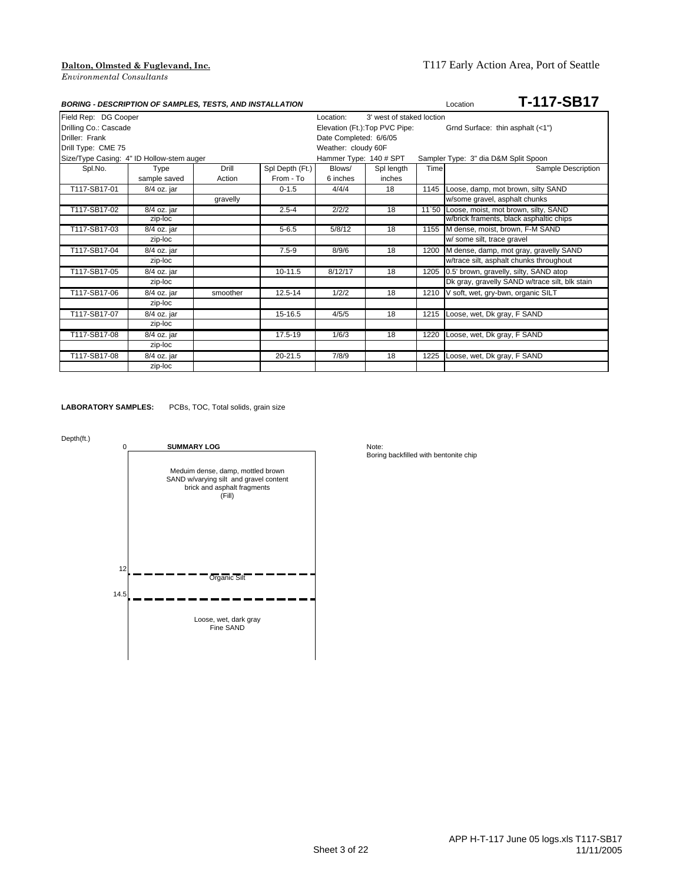**Dalton, Olmsted & Fuglevand, Inc.**
*Environmental Consultants*

T117 Early Action Area, Port of Seattle

## *BORING - DESCRIPTION OF SAMPLES, TESTS, AND INSTALLATION*

Location **T-117-SB17**

| | | | | | | | | |
|---|---|---|---|---|---|---|---|---|
| Field Rep: DG Cooper | | | | Location: | 3' west of staked loction | | | |
| Drilling Co.: Cascade | | | | Elevation (Ft.):Top PVC Pipe: | | | Grnd Surface: thin asphalt (<1") | |
| Driller: Frank | | | | Date Completed: 6/6/05 | | | | |
| Drill Type: CME 75 | | | | Weather: cloudy 60F | | | | |
| Size/Type Casing: 4" ID Hollow-stem auger | | | | Hammer Type: 140 # SPT | | Sampler Type: 3" dia D&M Split Spoon | | |
| Spl.No. | Type sample saved | Drill Action | Spl Depth (Ft.) From - To | Blows/ 6 inches | Spl length inches | Time | Sample Description | |
| T117-SB17-01 | 8/4 oz. jar | | 0-1.5 | 4/4/4 | 18 | 1145 | Loose, damp, mot brown, silty SAND | |
| | | gravelly | | | | | w/some gravel, asphalt chunks | |
| T117-SB17-02 | 8/4 oz. jar | | 2.5-4 | 2/2/2 | 18 | 11`50 | Loose, moist, mot brown, silty, SAND | |
| | zip-loc | | | | | | w/brick framents, black asphaltic chips | |
| T117-SB17-03 | 8/4 oz. jar | | 5-6.5 | 5/8/12 | 18 | 1155 | M dense, moist, brown, F-M SAND | |
| | zip-loc | | | | | | w/ some silt, trace gravel | |
| T117-SB17-04 | 8/4 oz. jar | | 7.5-9 | 8/9/6 | 18 | 1200 | M dense, damp, mot gray, gravelly SAND | |
| | zip-loc | | | | | | w/trace silt, asphalt chunks throughout | |
| T117-SB17-05 | 8/4 oz. jar | | 10-11.5 | 8/12/17 | 18 | 1205 | 0.5' brown, gravelly, silty, SAND atop | |
| | zip-loc | | | | | | Dk gray, gravelly SAND w/trace silt, blk stain | |
| T117-SB17-06 | 8/4 oz. jar | smoother | 12.5-14 | 1/2/2 | 18 | 1210 | V soft, wet, gry-bwn, organic SILT | |
| | zip-loc | | | | | | | |
| T117-SB17-07 | 8/4 oz. jar | | 15-16.5 | 4/5/5 | 18 | 1215 | Loose, wet, Dk gray, F SAND | |
| | zip-loc | | | | | | | |
| T117-SB17-08 | 8/4 oz. jar | | 17.5-19 | 1/6/3 | 18 | 1220 | Loose, wet, Dk gray, F SAND | |
| | zip-loc | | | | | | | |
| T117-SB17-08 | 8/4 oz. jar | | 20-21.5 | 7/8/9 | 18 | 1225 | Loose, wet, Dk gray, F SAND | |
| | zip-loc | | | | | | | |

**LABORATORY SAMPLES:** PCBs, TOC, Total solids, grain size

Depth(ft.)

**SUMMARY LOG**

| Depth (ft.) | Description |
|---|---|
| 0 | Meduim dense, damp, mottled brown SAND w/varying silt and gravel content brick and asphalt fragments (Fill) |
| 12 | Organic Silt |
| 14.5 | Loose, wet, dark gray Fine SAND |

Note:
Boring backfilled with bentonite chip

APP H-T-117 June 05 logs.xls T117-SB17
11/11/2005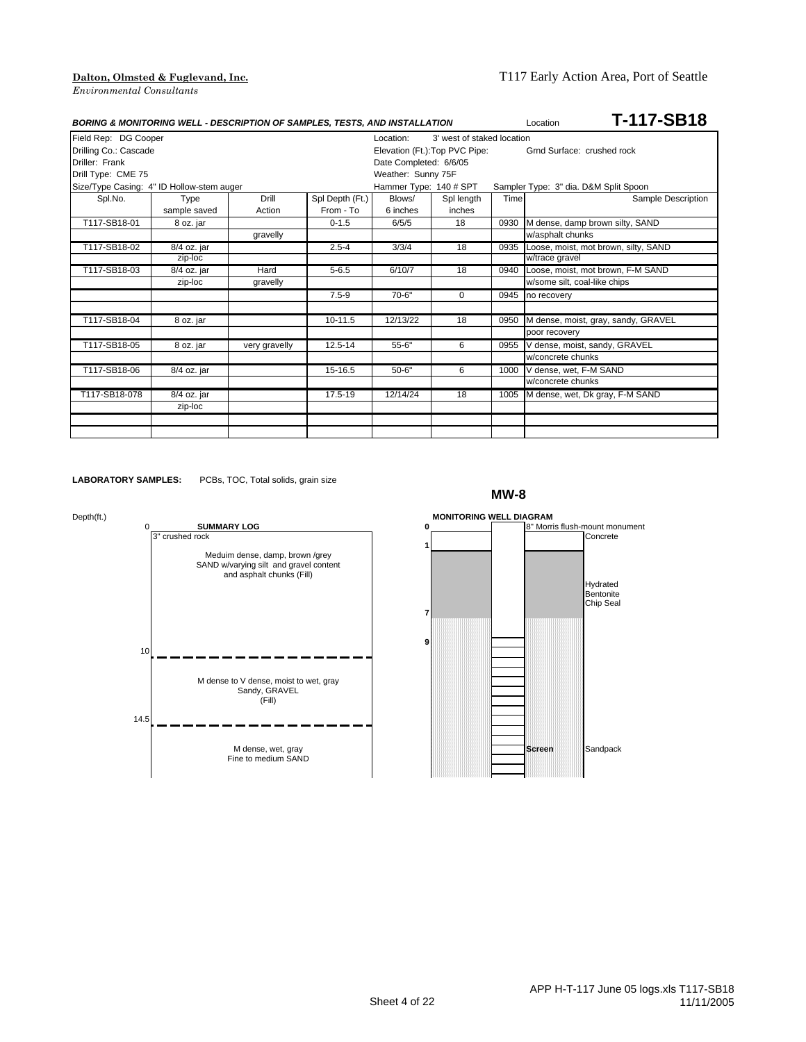**Dalton, Olmsted & Fuglevand, Inc.**
*Environmental Consultants*

T117 Early Action Area, Port of Seattle

***BORING & MONITORING WELL - DESCRIPTION OF SAMPLES, TESTS, AND INSTALLATION*** Location **T-117-SB18**

Field Rep: DG Cooper
Drilling Co.: Cascade
Driller: Frank
Drill Type: CME 75
Size/Type Casing: 4" ID Hollow-stem auger

Location: 3' west of staked location
Elevation (Ft.):Top PVC Pipe: Grnd Surface: crushed rock
Date Completed: 6/6/05
Weather: Sunny 75F
Hammer Type: 140 # SPT Sampler Type: 3" dia. D&M Split Spoon

| Spl.No. | Type sample saved | Drill Action | Spl Depth (Ft.) From - To | Blows/ 6 inches | Spl length inches | Time | Sample Description |
|---|---|---|---|---|---|---|---|
| T117-SB18-01 | 8 oz. jar | | 0-1.5 | 6/5/5 | 18 | 0930 | M dense, damp brown silty, SAND |
| | | gravelly | | | | | w/asphalt chunks |
| T117-SB18-02 | 8/4 oz. jar | | 2.5-4 | 3/3/4 | 18 | 0935 | Loose, moist, mot brown, silty, SAND |
| | zip-loc | | | | | | w/trace gravel |
| T117-SB18-03 | 8/4 oz. jar | Hard | 5-6.5 | 6/10/7 | 18 | 0940 | Loose, moist, mot brown, F-M SAND |
| | zip-loc | gravelly | | | | | w/some silt, coal-like chips |
| | | | 7.5-9 | 70-6" | 0 | 0945 | no recovery |
| | | | | | | | |
| T117-SB18-04 | 8 oz. jar | | 10-11.5 | 12/13/22 | 18 | 0950 | M dense, moist, gray, sandy, GRAVEL |
| | | | | | | | poor recovery |
| T117-SB18-05 | 8 oz. jar | very gravelly | 12.5-14 | 55-6" | 6 | 0955 | V dense, moist, sandy, GRAVEL |
| | | | | | | | w/concrete chunks |
| T117-SB18-06 | 8/4 oz. jar | | 15-16.5 | 50-6" | 6 | 1000 | V dense, wet, F-M SAND |
| | | | | | | | w/concrete chunks |
| T117-SB18-078 | 8/4 oz. jar | | 17.5-19 | 12/14/24 | 18 | 1005 | M dense, wet, Dk gray, F-M SAND |
| | zip-loc | | | | | | |

**LABORATORY SAMPLES:** PCBs, TOC, Total solids, grain size

**MW-8**

Depth(ft.)

**SUMMARY LOG**

| Depth (ft.) | Description |
|---|---|
| 0 | 3" crushed rock |
| | Meduim dense, damp, brown /grey SAND w/varying silt and gravel content and asphalt chunks (Fill) |
| 10 | M dense to V dense, moist to wet, gray Sandy, GRAVEL (Fill) |
| 14.5 | M dense, wet, gray Fine to medium SAND |

**MONITORING WELL DIAGRAM**

- 0: 8" Morris flush-mount monument; Concrete
- 1–7: Hydrated Bentonite Chip Seal
- 7: Sandpack
- 9: Screen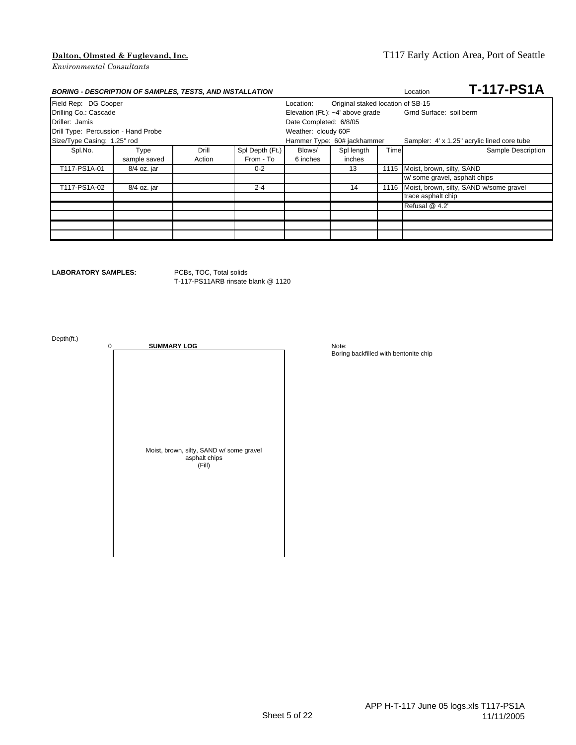**Dalton, Olmsted & Fuglevand, Inc.**

*Environmental Consultants*

T117 Early Action Area, Port of Seattle

***BORING - DESCRIPTION OF SAMPLES, TESTS, AND INSTALLATION***

Location **T-117-PS1A**

| | | |
|---|---|---|
| Field Rep: DG Cooper | Location: Original staked location of SB-15 | |
| Drilling Co.: Cascade | Elevation (Ft.): ~4' above grade | Grnd Surface: soil berm |
| Driller: Jamis | Date Completed: 6/8/05 | |
| Drill Type: Percussion - Hand Probe | Weather: cloudy 60F | |
| Size/Type Casing: 1.25" rod | Hammer Type: 60# jackhammer | Sampler: 4' x 1.25" acrylic lined core tube |

| Spl.No. | Type sample saved | Drill Action | Spl Depth (Ft.) From - To | Blows/ 6 inches | Spl length inches | Time | Sample Description |
|---|---|---|---|---|---|---|---|
| T117-PS1A-01 | 8/4 oz. jar | | 0-2 | | 13 | 1115 | Moist, brown, silty, SAND |
| | | | | | | | w/ some gravel, asphalt chips |
| T117-PS1A-02 | 8/4 oz. jar | | 2-4 | | 14 | 1116 | Moist, brown, silty, SAND w/some gravel |
| | | | | | | | trace asphalt chip |
| | | | | | | | Refusal @ 4.2' |
| | | | | | | | |
| | | | | | | | |
| | | | | | | | |

**LABORATORY SAMPLES:** PCBs, TOC, Total solids
T-117-PS11ARB rinsate blank @ 1120

Depth(ft.)

0 **SUMMARY LOG**

Moist, brown, silty, SAND w/ some gravel
asphalt chips
(Fill)

Note:
Boring backfilled with bentonite chip

APP H-T-117 June 05 logs.xls T117-PS1A
11/11/2005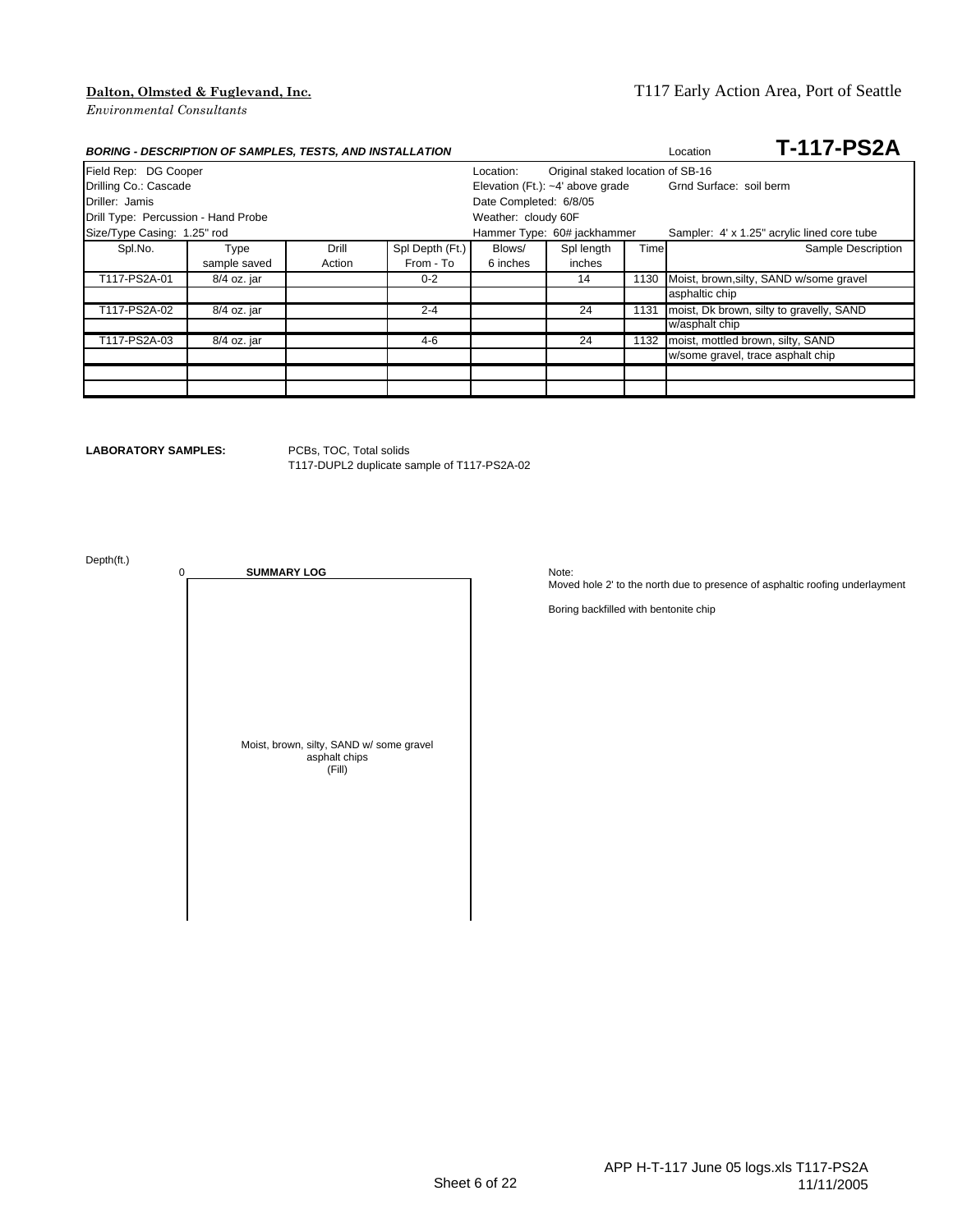**Dalton, Olmsted & Fuglevand, Inc.**

*Environmental Consultants*

T117 Early Action Area, Port of Seattle

***BORING - DESCRIPTION OF SAMPLES, TESTS, AND INSTALLATION***

Location **T-117-PS2A**

| | | | | | | | |
|---|---|---|---|---|---|---|---|
| Field Rep: DG Cooper | | | | Location: Original staked location of SB-16 | | | |
| Drilling Co.: Cascade | | | | Elevation (Ft.): ~4' above grade | | Grnd Surface: soil berm | |
| Driller: Jamis | | | | Date Completed: 6/8/05 | | | |
| Drill Type: Percussion - Hand Probe | | | | Weather: cloudy 60F | | | |
| Size/Type Casing: 1.25" rod | | | | Hammer Type: 60# jackhammer | | Sampler: 4' x 1.25" acrylic lined core tube | |

| Spl.No. | Type sample saved | Drill Action | Spl Depth (Ft.) From - To | Blows/ 6 inches | Spl length inches | Time | Sample Description |
|---|---|---|---|---|---|---|---|
| T117-PS2A-01 | 8/4 oz. jar | | 0-2 | | 14 | 1130 | Moist, brown,silty, SAND w/some gravel |
| | | | | | | | asphaltic chip |
| T117-PS2A-02 | 8/4 oz. jar | | 2-4 | | 24 | 1131 | moist, Dk brown, silty to gravelly, SAND |
| | | | | | | | w/asphalt chip |
| T117-PS2A-03 | 8/4 oz. jar | | 4-6 | | 24 | 1132 | moist, mottled brown, silty, SAND |
| | | | | | | | w/some gravel, trace asphalt chip |
| | | | | | | | |
| | | | | | | | |

**LABORATORY SAMPLES:** PCBs, TOC, Total solids
T117-DUPL2 duplicate sample of T117-PS2A-02

Depth(ft.)

0 **SUMMARY LOG**

Moist, brown, silty, SAND w/ some gravel
asphalt chips
(Fill)

Note:
Moved hole 2' to the north due to presence of asphaltic roofing underlayment

Boring backfilled with bentonite chip

APP H-T-117 June 05 logs.xls T117-PS2A
11/11/2005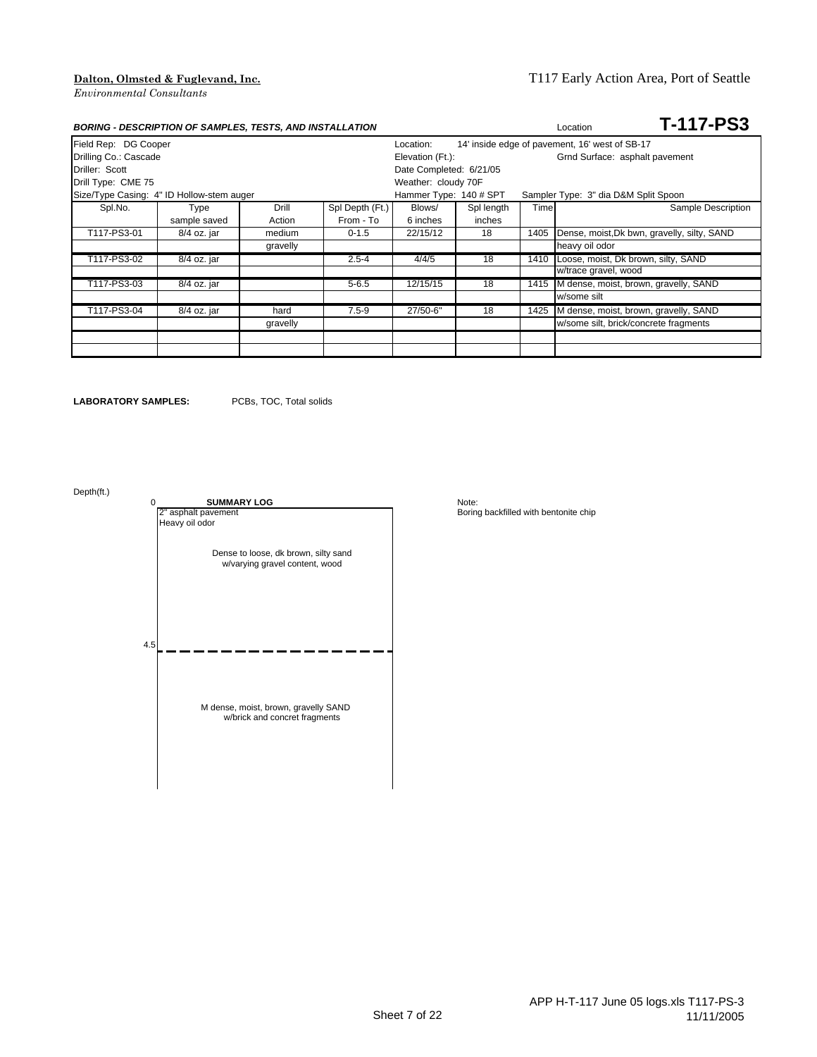**Dalton, Olmsted & Fuglevand, Inc.**
*Environmental Consultants*

T117 Early Action Area, Port of Seattle

***BORING - DESCRIPTION OF SAMPLES, TESTS, AND INSTALLATION***

Location **T-117-PS3**

| | | | | | | | |
|---|---|---|---|---|---|---|---|
| Field Rep: DG Cooper | | | Location: | 14' inside edge of pavement, 16' west of SB-17 | | | |
| Drilling Co.: Cascade | | | Elevation (Ft.): | | | Grnd Surface: asphalt pavement | |
| Driller: Scott | | | Date Completed: 6/21/05 | | | | |
| Drill Type: CME 75 | | | Weather: cloudy 70F | | | | |
| Size/Type Casing: 4" ID Hollow-stem auger | | | Hammer Type: 140 # SPT | | | Sampler Type: 3" dia D&M Split Spoon | |

| Spl.No. | Type sample saved | Drill Action | Spl Depth (Ft.) From - To | Blows/ 6 inches | Spl length inches | Time | Sample Description |
|---|---|---|---|---|---|---|---|
| T117-PS3-01 | 8/4 oz. jar | medium | 0-1.5 | 22/15/12 | 18 | 1405 | Dense, moist,Dk bwn, gravelly, silty, SAND |
| | | gravelly | | | | | heavy oil odor |
| T117-PS3-02 | 8/4 oz. jar | | 2.5-4 | 4/4/5 | 18 | 1410 | Loose, moist, Dk brown, silty, SAND |
| | | | | | | | w/trace gravel, wood |
| T117-PS3-03 | 8/4 oz. jar | | 5-6.5 | 12/15/15 | 18 | 1415 | M dense, moist, brown, gravelly, SAND |
| | | | | | | | w/some silt |
| T117-PS3-04 | 8/4 oz. jar | hard | 7.5-9 | 27/50-6" | 18 | 1425 | M dense, moist, brown, gravelly, SAND |
| | | gravelly | | | | | w/some silt, brick/concrete fragments |

**LABORATORY SAMPLES:** PCBs, TOC, Total solids

Depth(ft.)

**SUMMARY LOG**

| Depth (ft.) | Description |
|---|---|
| 0 | 2" asphalt pavement<br>Heavy oil odor<br>Dense to loose, dk brown, silty sand w/varying gravel content, wood |
| 4.5 | M dense, moist, brown, gravelly SAND w/brick and concrete fragments |

Note:
Boring backfilled with bentonite chip

APP H-T-117 June 05 logs.xls T117-PS-3
11/11/2005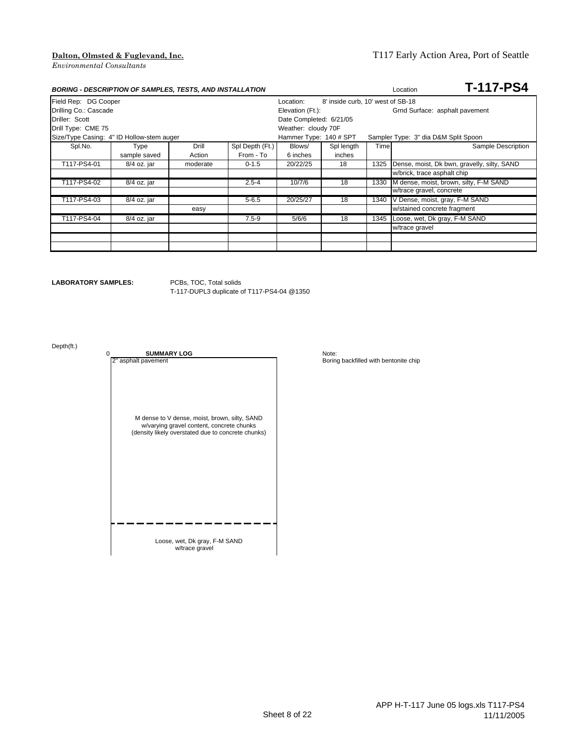**Dalton, Olmsted & Fuglevand, Inc.**
*Environmental Consultants*

T117 Early Action Area, Port of Seattle

***BORING - DESCRIPTION OF SAMPLES, TESTS, AND INSTALLATION***

Location **T-117-PS4**

| | | | | | | | |
|---|---|---|---|---|---|---|---|
| Field Rep: DG Cooper | | | | Location: | 8' inside curb, 10' west of SB-18 | | |
| Drilling Co.: Cascade | | | | Elevation (Ft.): | | Grnd Surface: asphalt pavement | |
| Driller: Scott | | | | Date Completed: 6/21/05 | | | |
| Drill Type: CME 75 | | | | Weather: cloudy 70F | | | |
| Size/Type Casing: 4" ID Hollow-stem auger | | | | Hammer Type: 140 # SPT | | Sampler Type: 3" dia D&M Split Spoon | |

| Spl.No. | Type sample saved | Drill Action | Spl Depth (Ft.) From - To | Blows/ 6 inches | Spl length inches | Time | Sample Description |
|---|---|---|---|---|---|---|---|
| T117-PS4-01 | 8/4 oz. jar | moderate | 0-1.5 | 20/22/25 | 18 | 1325 | Dense, moist, Dk bwn, gravelly, silty, SAND |
| | | | | | | | w/brick, trace asphalt chip |
| T117-PS4-02 | 8/4 oz. jar | | 2.5-4 | 10/7/6 | 18 | 1330 | M dense, moist, brown, silty, F-M SAND |
| | | | | | | | w/trace gravel, concrete |
| T117-PS4-03 | 8/4 oz. jar | | 5-6.5 | 20/25/27 | 18 | 1340 | V Dense, moist, gray, F-M SAND |
| | | easy | | | | | w/stained concrete fragment |
| T117-PS4-04 | 8/4 oz. jar | | 7.5-9 | 5/6/6 | 18 | 1345 | Loose, wet, Dk gray, F-M SAND |
| | | | | | | | w/trace gravel |

**LABORATORY SAMPLES:** PCBs, TOC, Total solids
T-117-DUPL3 duplicate of T117-PS4-04 @1350

Depth(ft.)

**SUMMARY LOG**

0

2" asphalt pavement

M dense to V dense, moist, brown, silty, SAND w/varying gravel content, concrete chunks (density likely overstated due to concrete chunks)

Loose, wet, Dk gray, F-M SAND w/trace gravel

Note:
Boring backfilled with bentonite chip

APP H-T-117 June 05 logs.xls T117-PS4
11/11/2005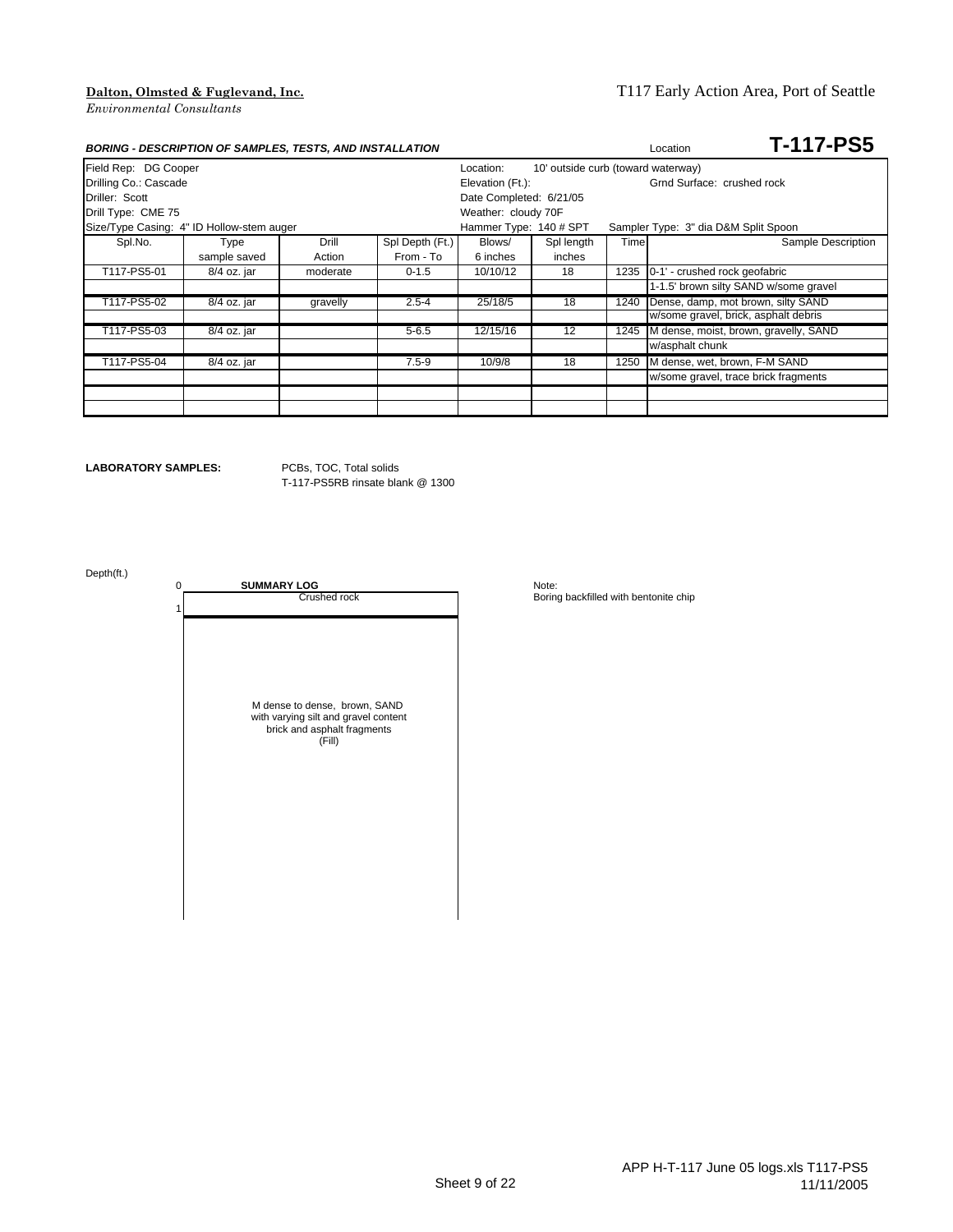**Dalton, Olmsted & Fuglevand, Inc.**
*Environmental Consultants*

T117 Early Action Area, Port of Seattle

***BORING - DESCRIPTION OF SAMPLES, TESTS, AND INSTALLATION*** Location **T-117-PS5**

| | | | | | | | |
|---|---|---|---|---|---|---|---|
| Field Rep: DG Cooper | | | | Location: | 10' outside curb (toward waterway) | | |
| Drilling Co.: Cascade | | | | Elevation (Ft.): | | | Grnd Surface: crushed rock |
| Driller: Scott | | | | Date Completed: 6/21/05 | | | |
| Drill Type: CME 75 | | | | Weather: cloudy 70F | | | |
| Size/Type Casing: 4" ID Hollow-stem auger | | | | Hammer Type: 140 # SPT | | | Sampler Type: 3" dia D&M Split Spoon |

| Spl.No. | Type sample saved | Drill Action | Spl Depth (Ft.) From - To | Blows/ 6 inches | Spl length inches | Time | Sample Description |
|---|---|---|---|---|---|---|---|
| T117-PS5-01 | 8/4 oz. jar | moderate | 0-1.5 | 10/10/12 | 18 | 1235 | 0-1' - crushed rock geofabric |
| | | | | | | | 1-1.5' brown silty SAND w/some gravel |
| T117-PS5-02 | 8/4 oz. jar | gravelly | 2.5-4 | 25/18/5 | 18 | 1240 | Dense, damp, mot brown, silty SAND |
| | | | | | | | w/some gravel, brick, asphalt debris |
| T117-PS5-03 | 8/4 oz. jar | | 5-6.5 | 12/15/16 | 12 | 1245 | M dense, moist, brown, gravelly, SAND |
| | | | | | | | w/asphalt chunk |
| T117-PS5-04 | 8/4 oz. jar | | 7.5-9 | 10/9/8 | 18 | 1250 | M dense, wet, brown, F-M SAND |
| | | | | | | | w/some gravel, trace brick fragments |

**LABORATORY SAMPLES:** PCBs, TOC, Total solids
T-117-PS5RB rinsate blank @ 1300

Depth(ft.)

**SUMMARY LOG**

| Depth (ft.) | Description |
|---|---|
| 0–1 | Crushed rock |
| 1– | M dense to dense, brown, SAND with varying silt and gravel content brick and asphalt fragments (Fill) |

Note:
Boring backfilled with bentonite chip

APP H-T-117 June 05 logs.xls T117-PS5
11/11/2005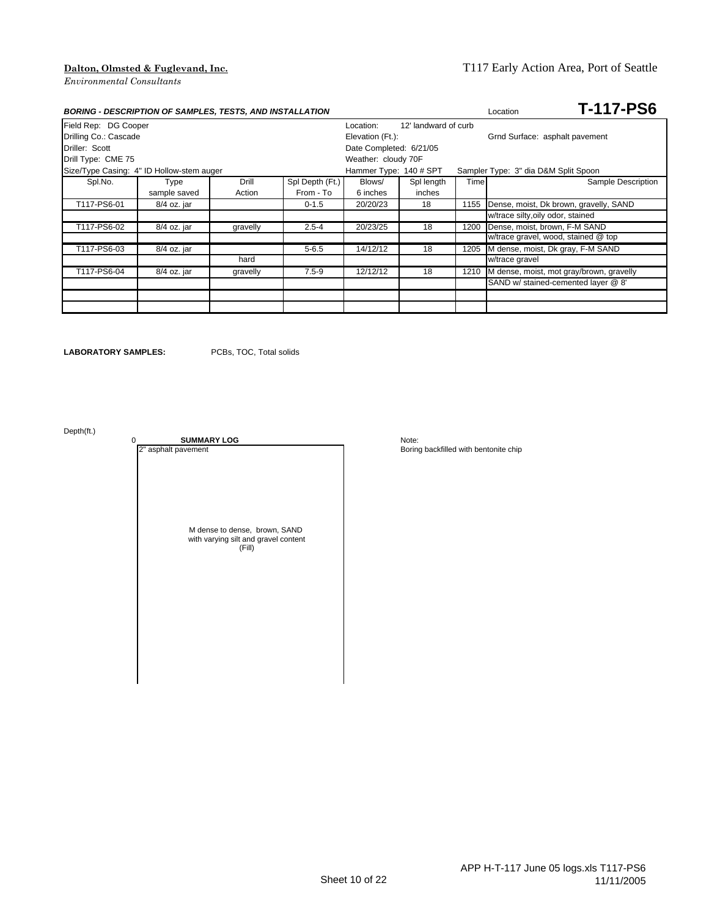**Dalton, Olmsted & Fuglevand, Inc.**
*Environmental Consultants*

T117 Early Action Area, Port of Seattle

***BORING - DESCRIPTION OF SAMPLES, TESTS, AND INSTALLATION***

Location **T-117-PS6**

| | | | |
|---|---|---|---|
| Field Rep: DG Cooper | Location: 12' landward of curb | | |
| Drilling Co.: Cascade | Elevation (Ft.): | Grnd Surface: asphalt pavement | |
| Driller: Scott | Date Completed: 6/21/05 | | |
| Drill Type: CME 75 | Weather: cloudy 70F | | |
| Size/Type Casing: 4" ID Hollow-stem auger | Hammer Type: 140 # SPT | Sampler Type: 3" dia D&M Split Spoon | |

| Spl.No. | Type sample saved | Drill Action | Spl Depth (Ft.) From - To | Blows/ 6 inches | Spl length inches | Time | Sample Description |
|---|---|---|---|---|---|---|---|
| T117-PS6-01 | 8/4 oz. jar | | 0-1.5 | 20/20/23 | 18 | 1155 | Dense, moist, Dk brown, gravelly, SAND |
| | | | | | | | w/trace silty,oily odor, stained |
| T117-PS6-02 | 8/4 oz. jar | gravelly | 2.5-4 | 20/23/25 | 18 | 1200 | Dense, moist, brown, F-M SAND |
| | | | | | | | w/trace gravel, wood, stained @ top |
| T117-PS6-03 | 8/4 oz. jar | | 5-6.5 | 14/12/12 | 18 | 1205 | M dense, moist, Dk gray, F-M SAND |
| | | hard | | | | | w/trace gravel |
| T117-PS6-04 | 8/4 oz. jar | gravelly | 7.5-9 | 12/12/12 | 18 | 1210 | M dense, moist, mot gray/brown, gravelly |
| | | | | | | | SAND w/ stained-cemented layer @ 8' |

**LABORATORY SAMPLES:** PCBs, TOC, Total solids

Depth(ft.)

0 **SUMMARY LOG**

2" asphalt pavement

M dense to dense, brown, SAND
with varying silt and gravel content
(Fill)

Note:
Boring backfilled with bentonite chip

APP H-T-117 June 05 logs.xls T117-PS6
11/11/2005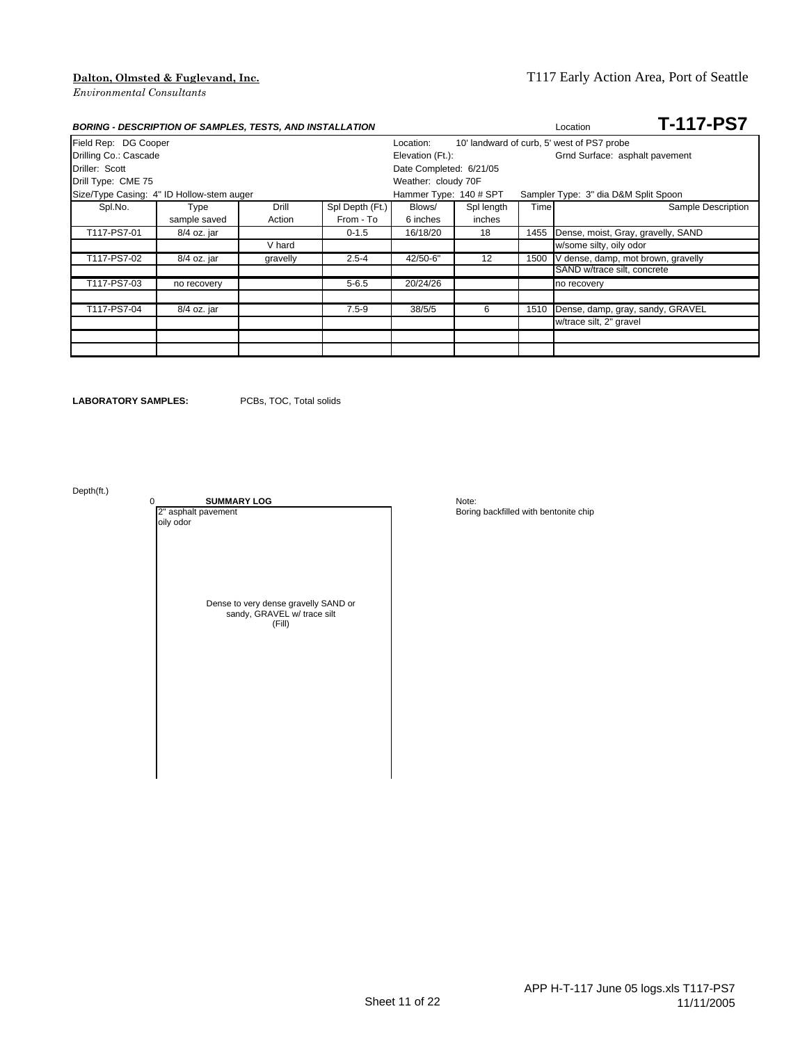**Dalton, Olmsted & Fuglevand, Inc.**
*Environmental Consultants*

T117 Early Action Area, Port of Seattle

***BORING - DESCRIPTION OF SAMPLES, TESTS, AND INSTALLATION*** Location **T-117-PS7**

| | | | | | | | |
|---|---|---|---|---|---|---|---|
| Field Rep: DG Cooper | | | | Location: | 10' landward of curb, 5' west of PS7 probe | | |
| Drilling Co.: Cascade | | | | Elevation (Ft.): | | | Grnd Surface: asphalt pavement |
| Driller: Scott | | | | Date Completed: 6/21/05 | | | |
| Drill Type: CME 75 | | | | Weather: cloudy 70F | | | |
| Size/Type Casing: 4" ID Hollow-stem auger | | | | Hammer Type: 140 # SPT | | Sampler Type: 3" dia D&M Split Spoon | |

| Spl.No. | Type sample saved | Drill Action | Spl Depth (Ft.) From - To | Blows/ 6 inches | Spl length inches | Time | Sample Description |
|---|---|---|---|---|---|---|---|
| T117-PS7-01 | 8/4 oz. jar | | 0-1.5 | 16/18/20 | 18 | 1455 | Dense, moist, Gray, gravelly, SAND |
| | | V hard | | | | | w/some silty, oily odor |
| T117-PS7-02 | 8/4 oz. jar | gravelly | 2.5-4 | 42/50-6" | 12 | 1500 | V dense, damp, mot brown, gravelly |
| | | | | | | | SAND w/trace silt, concrete |
| T117-PS7-03 | no recovery | | 5-6.5 | 20/24/26 | | | no recovery |
| | | | | | | | |
| T117-PS7-04 | 8/4 oz. jar | | 7.5-9 | 38/5/5 | 6 | 1510 | Dense, damp, gray, sandy, GRAVEL |
| | | | | | | | w/trace silt, 2" gravel |
| | | | | | | | |
| | | | | | | | |

**LABORATORY SAMPLES:** PCBs, TOC, Total solids

Depth(ft.)

0

**SUMMARY LOG**

2" asphalt pavement
oily odor

Dense to very dense gravelly SAND or sandy, GRAVEL w/ trace silt (Fill)

Note:
Boring backfilled with bentonite chip

APP H-T-117 June 05 logs.xls T117-PS7
11/11/2005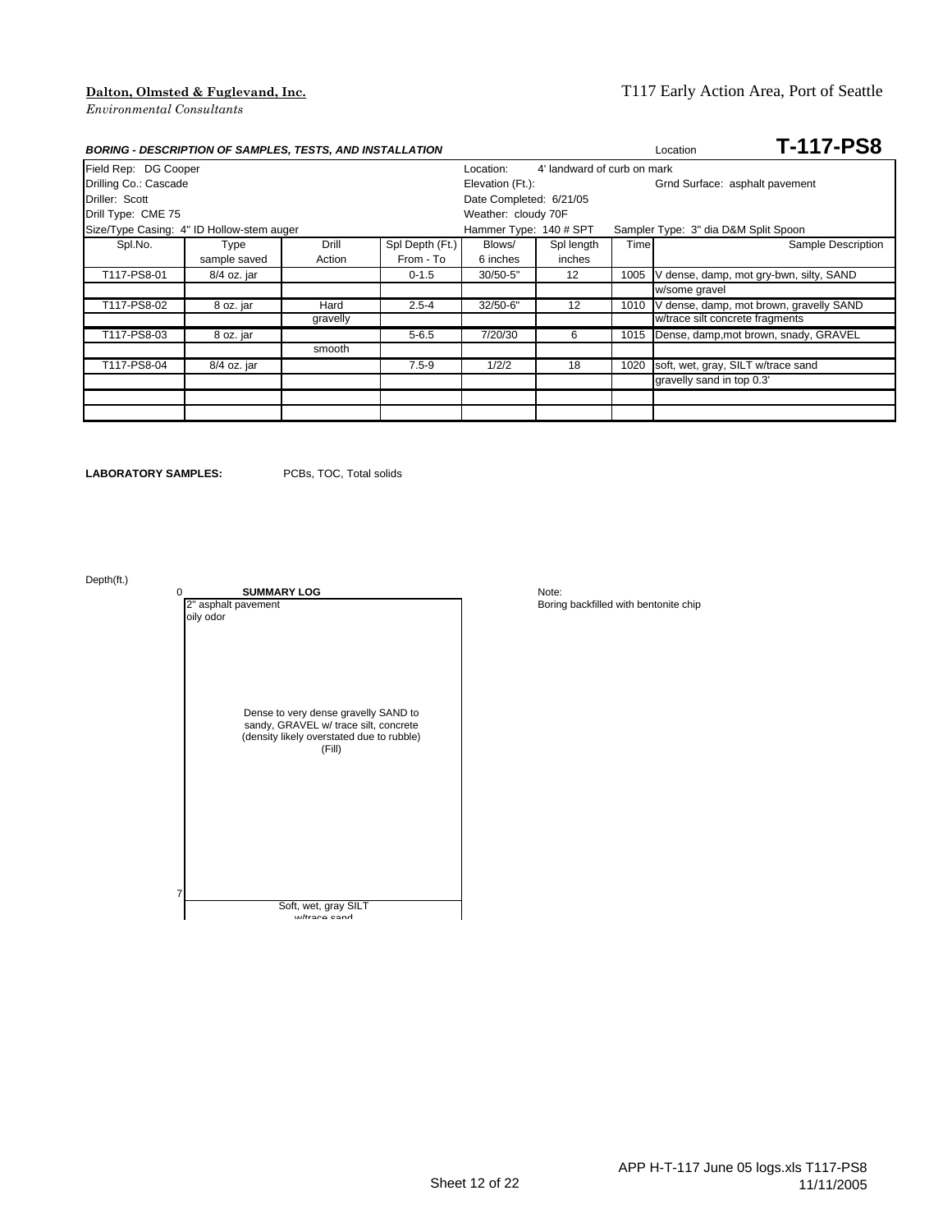**Dalton, Olmsted & Fuglevand, Inc.**
*Environmental Consultants*

T117 Early Action Area, Port of Seattle

***BORING - DESCRIPTION OF SAMPLES, TESTS, AND INSTALLATION***

Location **T-117-PS8**

| | | |
|---|---|---|
| Field Rep: DG Cooper | Location: 4' landward of curb on mark | |
| Drilling Co.: Cascade | Elevation (Ft.): | Grnd Surface: asphalt pavement |
| Driller: Scott | Date Completed: 6/21/05 | |
| Drill Type: CME 75 | Weather: cloudy 70F | |
| Size/Type Casing: 4" ID Hollow-stem auger | Hammer Type: 140 # SPT | Sampler Type: 3" dia D&M Split Spoon |

| Spl.No. | Type sample saved | Drill Action | Spl Depth (Ft.) From - To | Blows/ 6 inches | Spl length inches | Time | Sample Description |
|---|---|---|---|---|---|---|---|
| T117-PS8-01 | 8/4 oz. jar | | 0-1.5 | 30/50-5" | 12 | 1005 | V dense, damp, mot gry-bwn, silty, SAND |
| | | | | | | | w/some gravel |
| T117-PS8-02 | 8 oz. jar | Hard | 2.5-4 | 32/50-6" | 12 | 1010 | V dense, damp, mot brown, gravelly SAND |
| | | gravelly | | | | | w/trace silt concrete fragments |
| T117-PS8-03 | 8 oz. jar | | 5-6.5 | 7/20/30 | 6 | 1015 | Dense, damp,mot brown, snady, GRAVEL |
| | | smooth | | | | | |
| T117-PS8-04 | 8/4 oz. jar | | 7.5-9 | 1/2/2 | 18 | 1020 | soft, wet, gray, SILT w/trace sand |
| | | | | | | | gravelly sand in top 0.3' |

**LABORATORY SAMPLES:** PCBs, TOC, Total solids

Depth(ft.)

**SUMMARY LOG**

| Depth (ft.) | Description |
|---|---|
| 0 | 2" asphalt pavement<br>oily odor<br><br>Dense to very dense gravelly SAND to sandy, GRAVEL w/ trace silt, concrete (density likely overstated due to rubble) (Fill) |
| 7 | Soft, wet, gray SILT w/trace sand |

Note:
Boring backfilled with bentonite chip

APP H-T-117 June 05 logs.xls T117-PS8
11/11/2005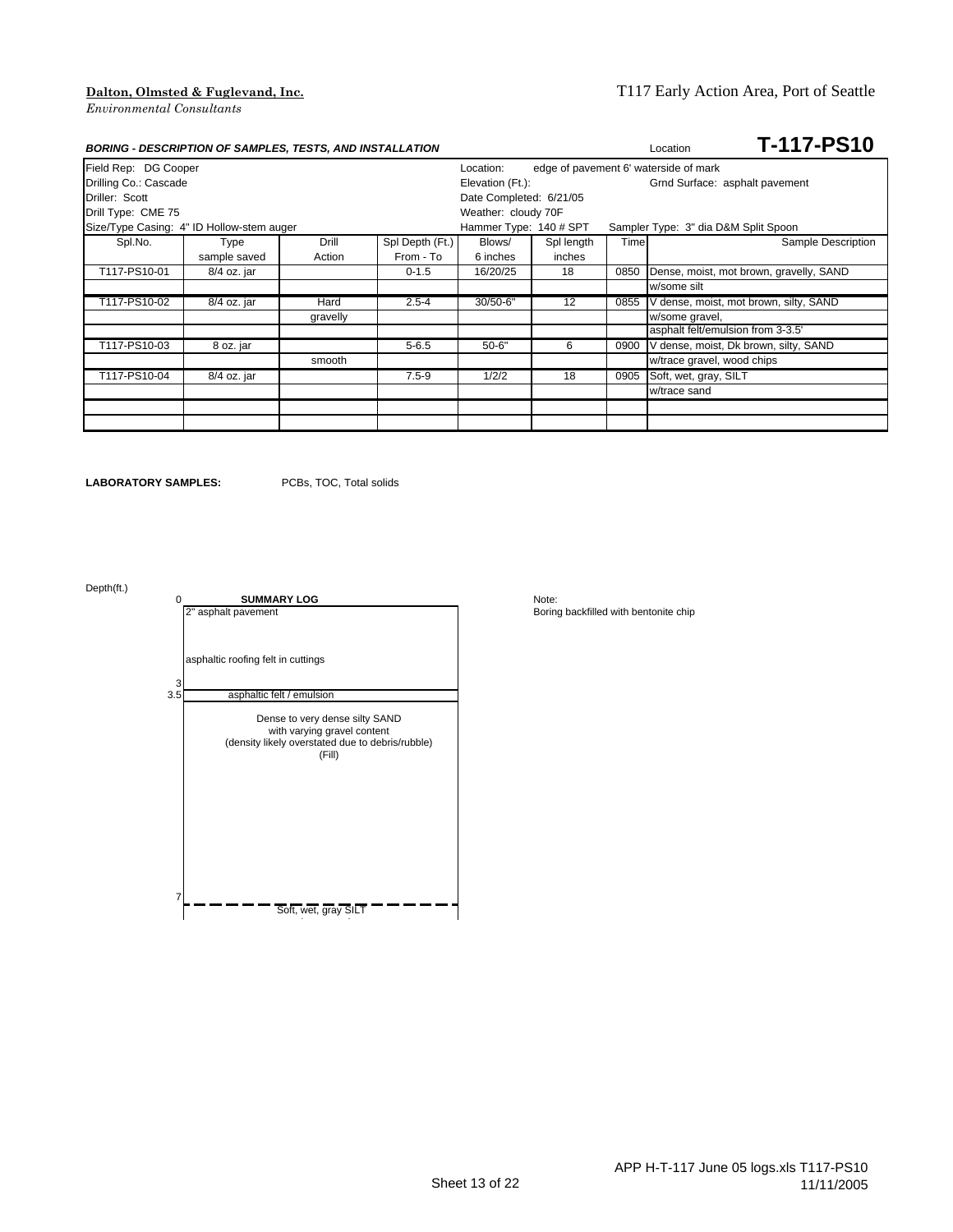**Dalton, Olmsted & Fuglevand, Inc.**
*Environmental Consultants*

T117 Early Action Area, Port of Seattle

***BORING - DESCRIPTION OF SAMPLES, TESTS, AND INSTALLATION*** Location **T-117-PS10**

| | | | | | | | |
|---|---|---|---|---|---|---|---|
| Field Rep: DG Cooper | | | | Location: | edge of pavement 6' waterside of mark | | |
| Drilling Co.: Cascade | | | | Elevation (Ft.): | | | Grnd Surface: asphalt pavement |
| Driller: Scott | | | | Date Completed: 6/21/05 | | | |
| Drill Type: CME 75 | | | | Weather: cloudy 70F | | | |
| Size/Type Casing: 4" ID Hollow-stem auger | | | | Hammer Type: 140 # SPT | | | Sampler Type: 3" dia D&M Split Spoon |

| Spl.No. | Type sample saved | Drill Action | Spl Depth (Ft.) From - To | Blows/ 6 inches | Spl length inches | Time | Sample Description |
|---|---|---|---|---|---|---|---|
| T117-PS10-01 | 8/4 oz. jar | | 0-1.5 | 16/20/25 | 18 | 0850 | Dense, moist, mot brown, gravelly, SAND |
| | | | | | | | w/some silt |
| T117-PS10-02 | 8/4 oz. jar | Hard | 2.5-4 | 30/50-6" | 12 | 0855 | V dense, moist, mot brown, silty, SAND |
| | | gravelly | | | | | w/some gravel, |
| | | | | | | | asphalt felt/emulsion from 3-3.5' |
| T117-PS10-03 | 8 oz. jar | | 5-6.5 | 50-6" | 6 | 0900 | V dense, moist, Dk brown, silty, SAND |
| | | smooth | | | | | w/trace gravel, wood chips |
| T117-PS10-04 | 8/4 oz. jar | | 7.5-9 | 1/2/2 | 18 | 0905 | Soft, wet, gray, SILT |
| | | | | | | | w/trace sand |

**LABORATORY SAMPLES:** PCBs, TOC, Total solids

**SUMMARY LOG**

| Depth(ft.) | Description |
|---|---|
| 0 | 2" asphalt pavement |
| | asphaltic roofing felt in cuttings |
| 3 – 3.5 | asphaltic felt / emulsion |
| 3.5 – 7 | Dense to very dense silty SAND with varying gravel content (density likely overstated due to debris/rubble) (Fill) |
| 7 | Soft, wet, gray SILT |

Note:
Boring backfilled with bentonite chip

APP H-T-117 June 05 logs.xls T117-PS10
11/11/2005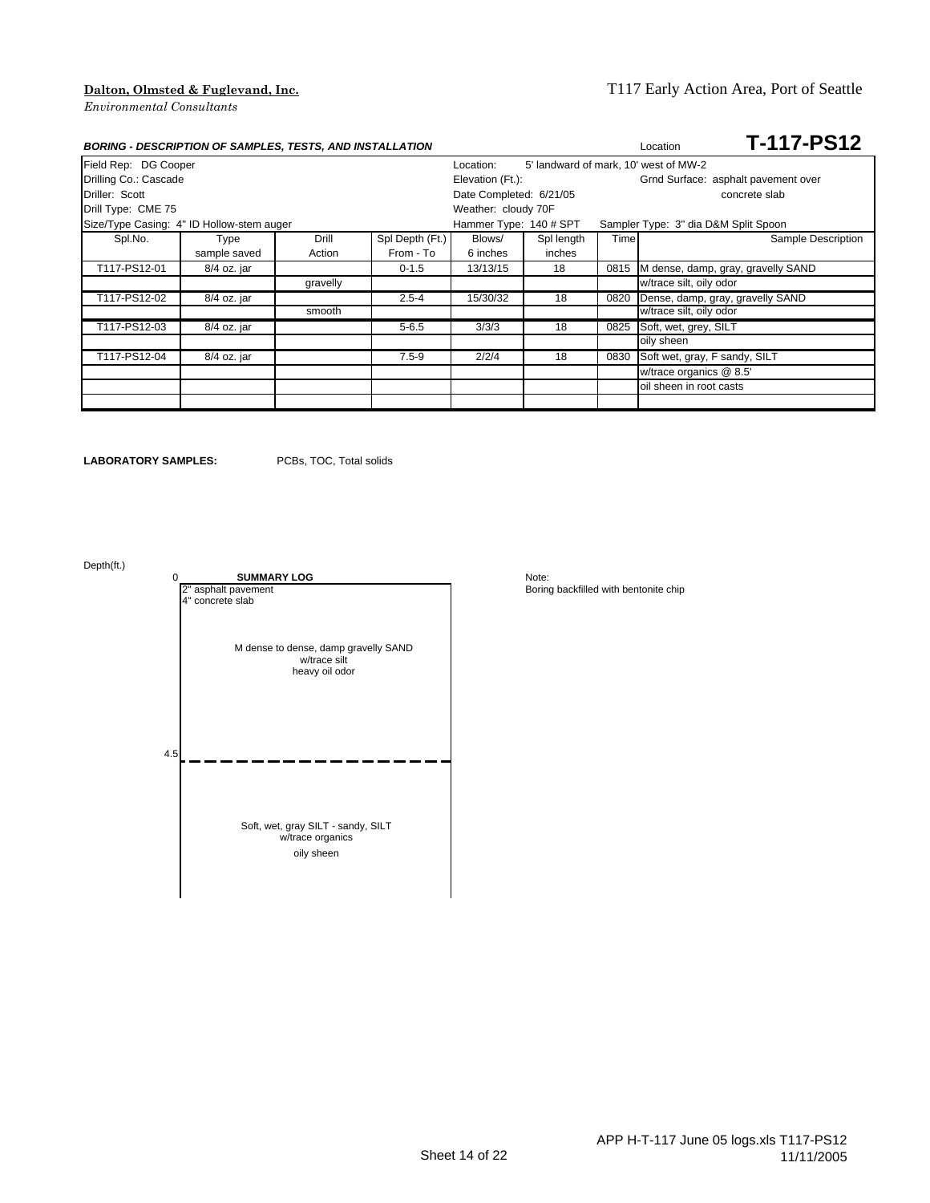**Dalton, Olmsted & Fuglevand, Inc.**
*Environmental Consultants*

T117 Early Action Area, Port of Seattle

***BORING - DESCRIPTION OF SAMPLES, TESTS, AND INSTALLATION*** Location **T-117-PS12**

| Field Rep: DG Cooper | | | | Location: | 5' landward of mark, 10' west of MW-2 | | |
|---|---|---|---|---|---|---|---|
| Drilling Co.: Cascade | | | | Elevation (Ft.): | | | Grnd Surface: asphalt pavement over concrete slab |
| Driller: Scott | | | | Date Completed: 6/21/05 | | | |
| Drill Type: CME 75 | | | | Weather: cloudy 70F | | | |
| Size/Type Casing: 4" ID Hollow-stem auger | | | | Hammer Type: 140 # SPT | | | Sampler Type: 3" dia D&M Split Spoon |

| Spl.No. | Type sample saved | Drill Action | Spl Depth (Ft.) From - To | Blows/ 6 inches | Spl length inches | Time | Sample Description |
|---|---|---|---|---|---|---|---|
| T117-PS12-01 | 8/4 oz. jar | | 0-1.5 | 13/13/15 | 18 | 0815 | M dense, damp, gray, gravelly SAND |
| | | gravelly | | | | | w/trace silt, oily odor |
| T117-PS12-02 | 8/4 oz. jar | | 2.5-4 | 15/30/32 | 18 | 0820 | Dense, damp, gray, gravelly SAND |
| | | smooth | | | | | w/trace silt, oily odor |
| T117-PS12-03 | 8/4 oz. jar | | 5-6.5 | 3/3/3 | 18 | 0825 | Soft, wet, grey, SILT |
| | | | | | | | oily sheen |
| T117-PS12-04 | 8/4 oz. jar | | 7.5-9 | 2/2/4 | 18 | 0830 | Soft wet, gray, F sandy, SILT |
| | | | | | | | w/trace organics @ 8.5' |
| | | | | | | | oil sheen in root casts |

**LABORATORY SAMPLES:** PCBs, TOC, Total solids

**SUMMARY LOG**

| Depth(ft.) | Description |
|---|---|
| 0 | 2" asphalt pavement; 4" concrete slab; M dense to dense, damp gravelly SAND w/trace silt, heavy oil odor |
| 4.5 | Soft, wet, gray SILT - sandy, SILT w/trace organics, oily sheen |

Note:
Boring backfilled with bentonite chip

APP H-T-117 June 05 logs.xls T117-PS12
11/11/2005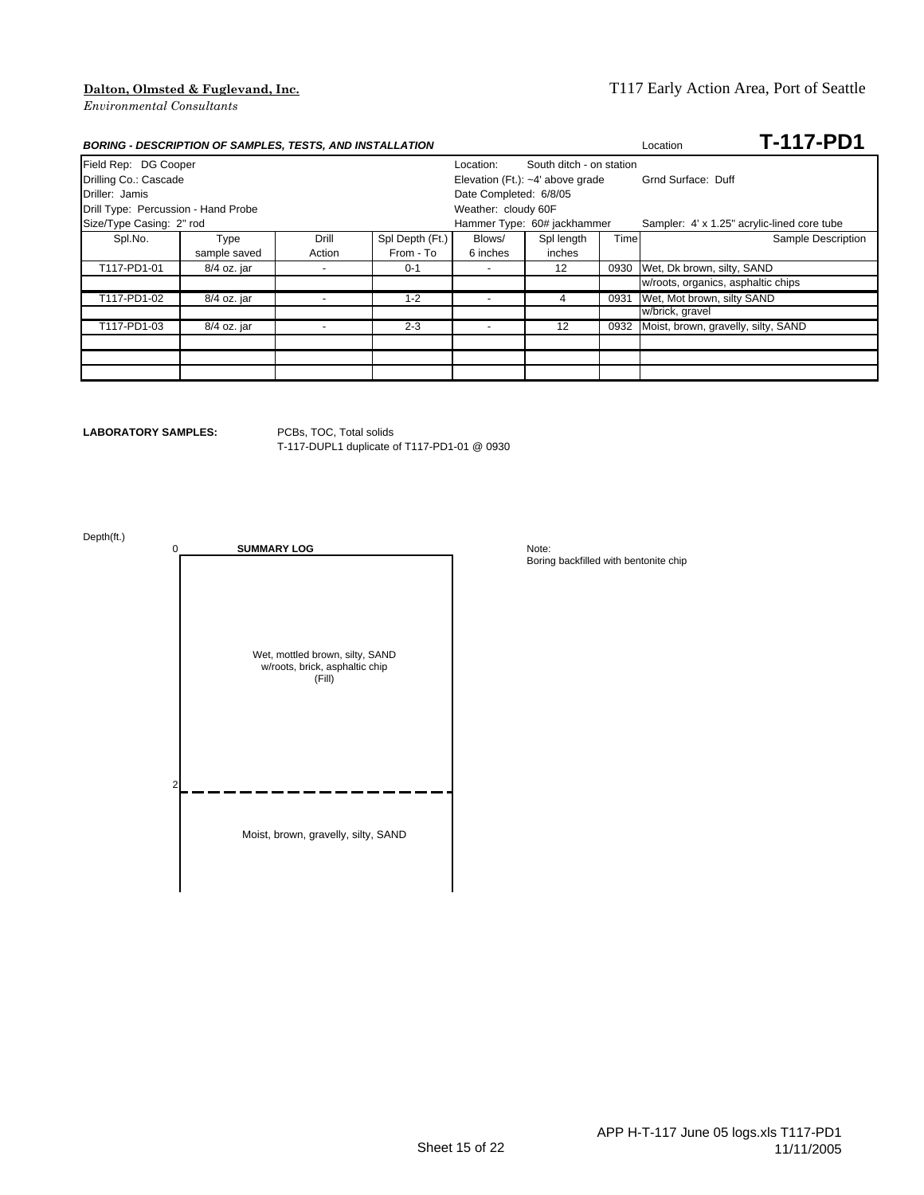**Dalton, Olmsted & Fuglevand, Inc.**

*Environmental Consultants*

T117 Early Action Area, Port of Seattle

***BORING - DESCRIPTION OF SAMPLES, TESTS, AND INSTALLATION*** Location **T-117-PD1**

| | | | | | | | |
|---|---|---|---|---|---|---|---|
| Field Rep: DG Cooper | | | | Location: | South ditch - on station | | |
| Drilling Co.: Cascade | | | | Elevation (Ft.): ~4' above grade | | | Grnd Surface: Duff |
| Driller: Jamis | | | | Date Completed: 6/8/05 | | | |
| Drill Type: Percussion - Hand Probe | | | | Weather: cloudy 60F | | | |
| Size/Type Casing: 2" rod | | | | Hammer Type: 60# jackhammer | | | Sampler: 4' x 1.25" acrylic-lined core tube |

| Spl.No. | Type sample saved | Drill Action | Spl Depth (Ft.) From - To | Blows/ 6 inches | Spl length inches | Time | Sample Description |
|---|---|---|---|---|---|---|---|
| T117-PD1-01 | 8/4 oz. jar | - | 0-1 | - | 12 | 0930 | Wet, Dk brown, silty, SAND |
| | | | | | | | w/roots, organics, asphaltic chips |
| T117-PD1-02 | 8/4 oz. jar | - | 1-2 | - | 4 | 0931 | Wet, Mot brown, silty SAND |
| | | | | | | | w/brick, gravel |
| T117-PD1-03 | 8/4 oz. jar | - | 2-3 | - | 12 | 0932 | Moist, brown, gravelly, silty, SAND |

**LABORATORY SAMPLES:** PCBs, TOC, Total solids
T-117-DUPL1 duplicate of T117-PD1-01 @ 0930

Depth(ft.)

**SUMMARY LOG**

| Depth (ft.) | Description |
|---|---|
| 0 | Wet, mottled brown, silty, SAND w/roots, brick, asphaltic chip (Fill) |
| 2 | Moist, brown, gravelly, silty, SAND |

Note:
Boring backfilled with bentonite chip

APP H-T-117 June 05 logs.xls T117-PD1
11/11/2005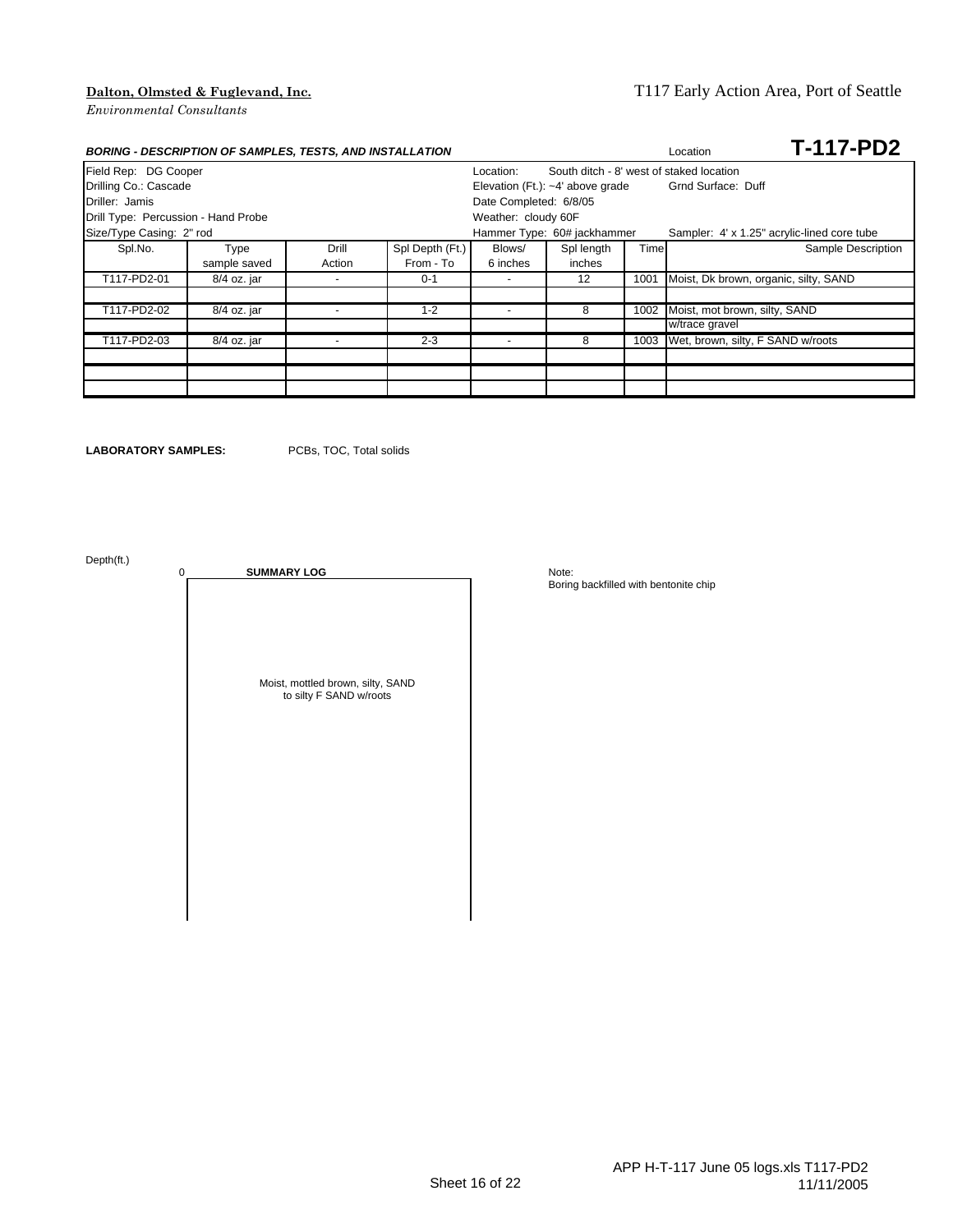**Dalton, Olmsted & Fuglevand, Inc.**
*Environmental Consultants*

T117 Early Action Area, Port of Seattle

***BORING - DESCRIPTION OF SAMPLES, TESTS, AND INSTALLATION***

Location **T-117-PD2**

| | |
|---|---|
| Field Rep: DG Cooper | Location: South ditch - 8' west of staked location |
| Drilling Co.: Cascade | Elevation (Ft.): ~4' above grade — Grnd Surface: Duff |
| Driller: Jamis | Date Completed: 6/8/05 |
| Drill Type: Percussion - Hand Probe | Weather: cloudy 60F |
| Size/Type Casing: 2" rod | Hammer Type: 60# jackhammer — Sampler: 4' x 1.25" acrylic-lined core tube |

| Spl.No. | Type sample saved | Drill Action | Spl Depth (Ft.) From - To | Blows/ 6 inches | Spl length inches | Time | Sample Description |
|---|---|---|---|---|---|---|---|
| T117-PD2-01 | 8/4 oz. jar | - | 0-1 | - | 12 | 1001 | Moist, Dk brown, organic, silty, SAND |
| | | | | | | | |
| T117-PD2-02 | 8/4 oz. jar | - | 1-2 | - | 8 | 1002 | Moist, mot brown, silty, SAND |
| | | | | | | | w/trace gravel |
| T117-PD2-03 | 8/4 oz. jar | - | 2-3 | - | 8 | 1003 | Wet, brown, silty, F SAND w/roots |
| | | | | | | | |
| | | | | | | | |
| | | | | | | | |

**LABORATORY SAMPLES:** PCBs, TOC, Total solids

Depth(ft.)

0 **SUMMARY LOG**

Moist, mottled brown, silty, SAND to silty F SAND w/roots

Note:
Boring backfilled with bentonite chip

APP H-T-117 June 05 logs.xls T117-PD2
11/11/2005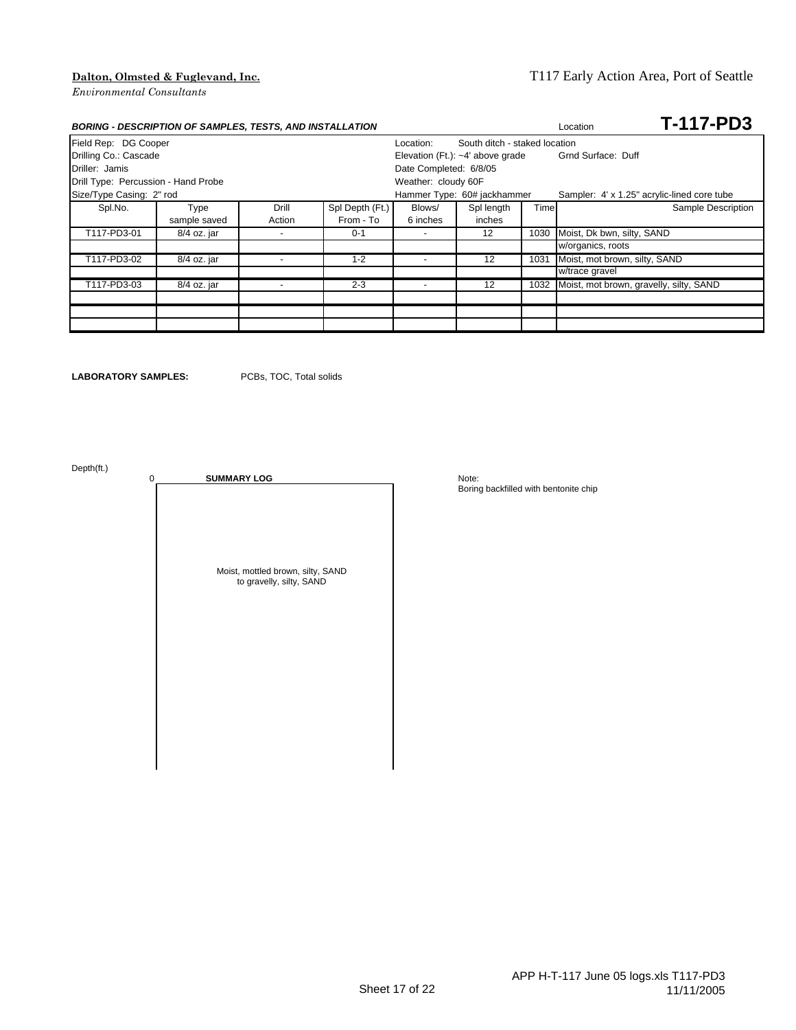**Dalton, Olmsted & Fuglevand, Inc.**
*Environmental Consultants*

T117 Early Action Area, Port of Seattle

***BORING - DESCRIPTION OF SAMPLES, TESTS, AND INSTALLATION*** Location **T-117-PD3**

| | | | | | | | |
|---|---|---|---|---|---|---|---|
| Field Rep: DG Cooper | | | | Location: | South ditch - staked location | | |
| Drilling Co.: Cascade | | | | Elevation (Ft.): ~4' above grade | | | Grnd Surface: Duff |
| Driller: Jamis | | | | Date Completed: 6/8/05 | | | |
| Drill Type: Percussion - Hand Probe | | | | Weather: cloudy 60F | | | |
| Size/Type Casing: 2" rod | | | | Hammer Type: 60# jackhammer | | | Sampler: 4' x 1.25" acrylic-lined core tube |

| Spl.No. | Type sample saved | Drill Action | Spl Depth (Ft.) From - To | Blows/ 6 inches | Spl length inches | Time | Sample Description |
|---|---|---|---|---|---|---|---|
| T117-PD3-01 | 8/4 oz. jar | - | 0-1 | - | 12 | 1030 | Moist, Dk bwn, silty, SAND |
| | | | | | | | w/organics, roots |
| T117-PD3-02 | 8/4 oz. jar | - | 1-2 | - | 12 | 1031 | Moist, mot brown, silty, SAND |
| | | | | | | | w/trace gravel |
| T117-PD3-03 | 8/4 oz. jar | - | 2-3 | - | 12 | 1032 | Moist, mot brown, gravelly, silty, SAND |
| | | | | | | | |
| | | | | | | | |
| | | | | | | | |

**LABORATORY SAMPLES:** PCBs, TOC, Total solids

Depth(ft.)

0 **SUMMARY LOG**

Moist, mottled brown, silty, SAND to gravelly, silty, SAND

Note:
Boring backfilled with bentonite chip

APP H-T-117 June 05 logs.xls T117-PD3
11/11/2005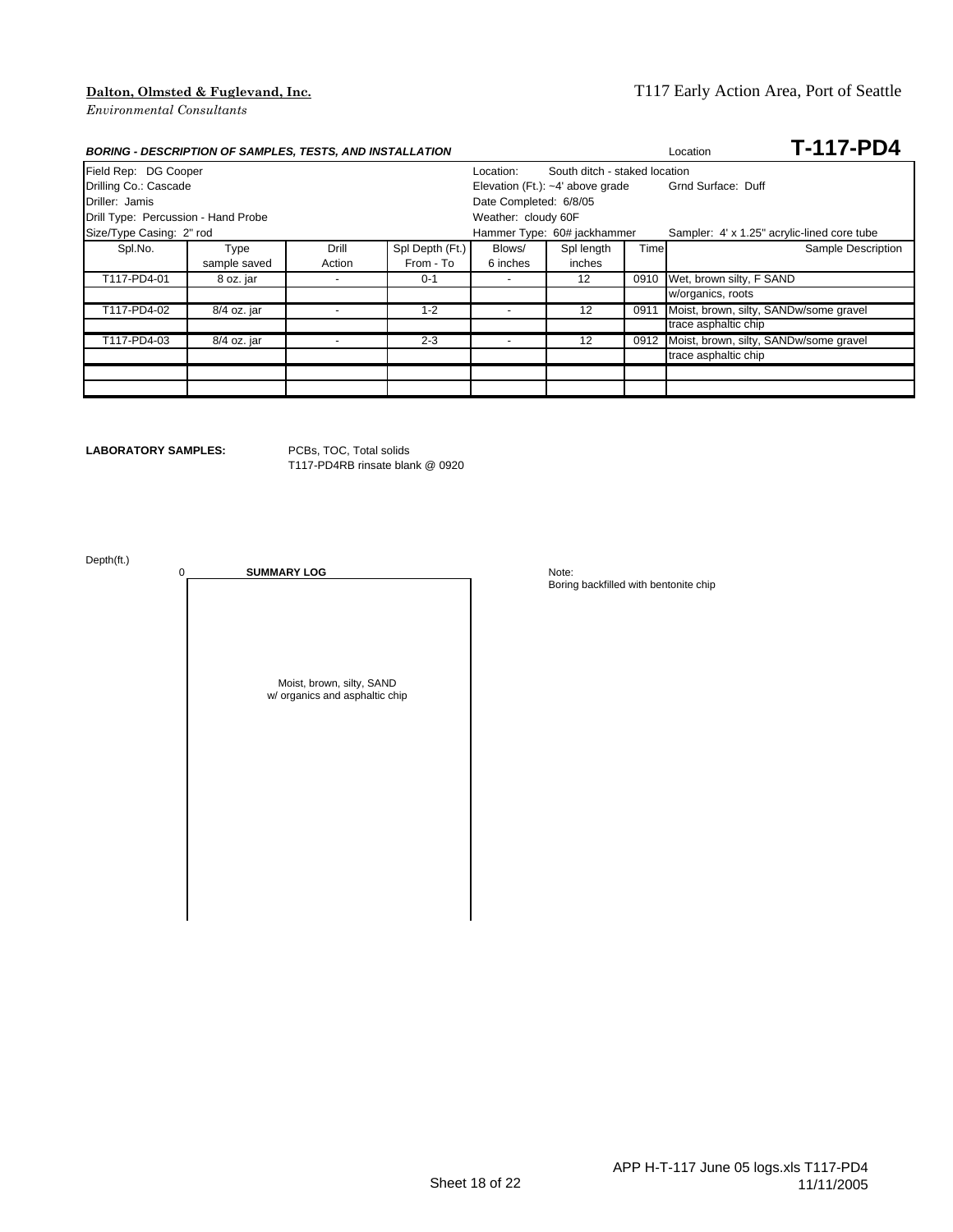**Dalton, Olmsted & Fuglevand, Inc.**

*Environmental Consultants*

T117 Early Action Area, Port of Seattle

***BORING - DESCRIPTION OF SAMPLES, TESTS, AND INSTALLATION***

Location **T-117-PD4**

| | | | | | | | |
|---|---|---|---|---|---|---|---|
| Field Rep: DG Cooper | | | | Location: | South ditch - staked location | | |
| Drilling Co.: Cascade | | | | Elevation (Ft.): ~4' above grade | | | Grnd Surface: Duff |
| Driller: Jamis | | | | Date Completed: 6/8/05 | | | |
| Drill Type: Percussion - Hand Probe | | | | Weather: cloudy 60F | | | |
| Size/Type Casing: 2" rod | | | | Hammer Type: 60# jackhammer | | | Sampler: 4' x 1.25" acrylic-lined core tube |

| Spl.No. | Type sample saved | Drill Action | Spl Depth (Ft.) From - To | Blows/ 6 inches | Spl length inches | Time | Sample Description |
|---|---|---|---|---|---|---|---|
| T117-PD4-01 | 8 oz. jar | - | 0-1 | - | 12 | 0910 | Wet, brown silty, F SAND |
| | | | | | | | w/organics, roots |
| T117-PD4-02 | 8/4 oz. jar | - | 1-2 | - | 12 | 0911 | Moist, brown, silty, SANDw/some gravel |
| | | | | | | | trace asphaltic chip |
| T117-PD4-03 | 8/4 oz. jar | - | 2-3 | - | 12 | 0912 | Moist, brown, silty, SANDw/some gravel |
| | | | | | | | trace asphaltic chip |
| | | | | | | | |
| | | | | | | | |

**LABORATORY SAMPLES:** PCBs, TOC, Total solids

T117-PD4RB rinsate blank @ 0920

Depth(ft.)

0 **SUMMARY LOG**

Moist, brown, silty, SAND
w/ organics and asphaltic chip

Note:
Boring backfilled with bentonite chip

APP H-T-117 June 05 logs.xls T117-PD4
11/11/2005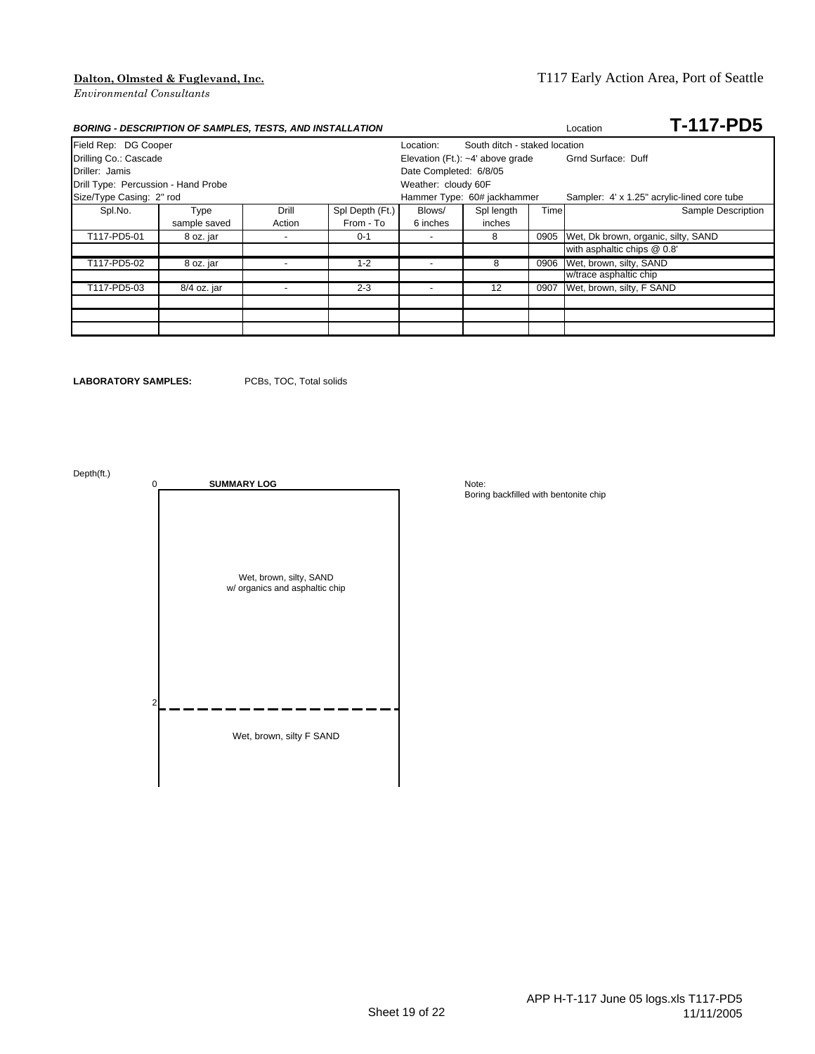**Dalton, Olmsted & Fuglevand, Inc.**
*Environmental Consultants*

T117 Early Action Area, Port of Seattle

***BORING - DESCRIPTION OF SAMPLES, TESTS, AND INSTALLATION***

Location **T-117-PD5**

Field Rep: DG Cooper
Drilling Co.: Cascade
Driller: Jamis
Drill Type: Percussion - Hand Probe
Size/Type Casing: 2" rod

Location: South ditch - staked location
Elevation (Ft.): ~4' above grade
Grnd Surface: Duff
Date Completed: 6/8/05
Weather: cloudy 60F
Hammer Type: 60# jackhammer
Sampler: 4' x 1.25" acrylic-lined core tube

| Spl.No. | Type sample saved | Drill Action | Spl Depth (Ft.) From - To | Blows/ 6 inches | Spl length inches | Time | Sample Description |
|---|---|---|---|---|---|---|---|
| T117-PD5-01 | 8 oz. jar | - | 0-1 | - | 8 | 0905 | Wet, Dk brown, organic, silty, SAND |
| | | | | | | | with asphaltic chips @ 0.8' |
| T117-PD5-02 | 8 oz. jar | - | 1-2 | - | 8 | 0906 | Wet, brown, silty, SAND |
| | | | | | | | w/trace asphaltic chip |
| T117-PD5-03 | 8/4 oz. jar | - | 2-3 | - | 12 | 0907 | Wet, brown, silty, F SAND |
| | | | | | | | |
| | | | | | | | |
| | | | | | | | |

**LABORATORY SAMPLES:** PCBs, TOC, Total solids

Depth(ft.)

**SUMMARY LOG**

| Depth (ft.) | Description |
|---|---|
| 0 | Wet, brown, silty, SAND w/ organics and asphaltic chip |
| 2 | Wet, brown, silty F SAND |

Note:
Boring backfilled with bentonite chip

APP H-T-117 June 05 logs.xls T117-PD5
11/11/2005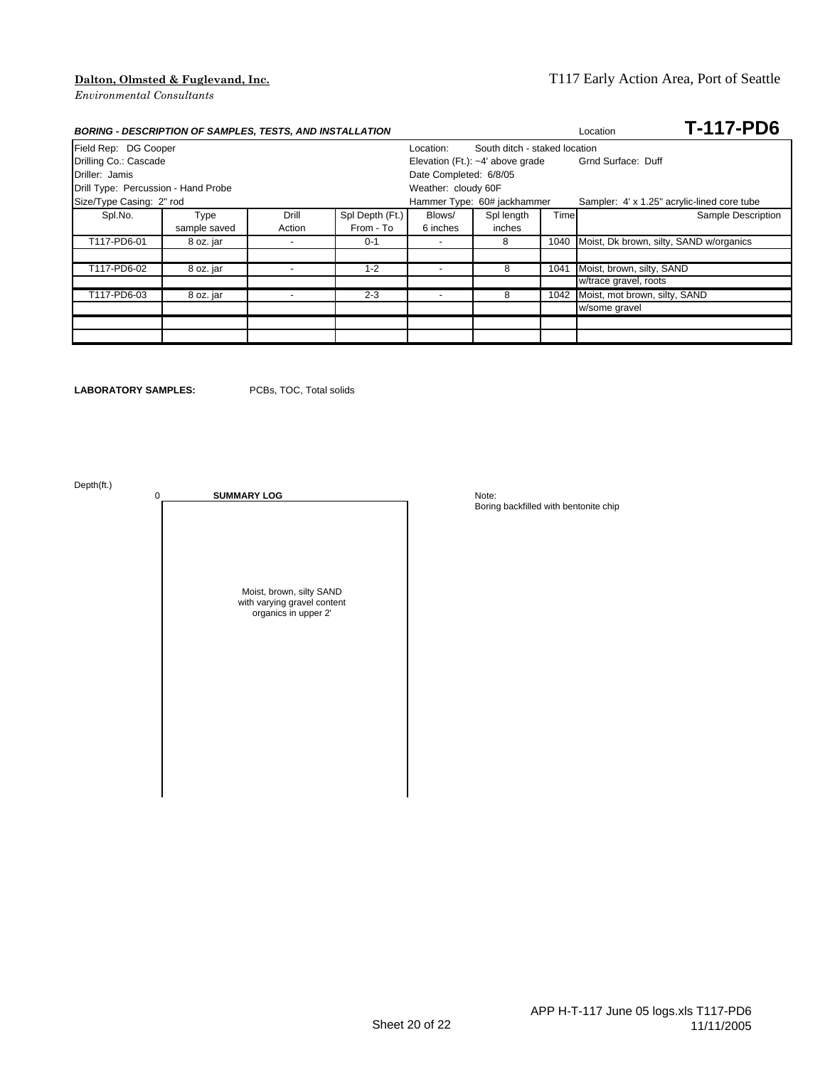**Dalton, Olmsted & Fuglevand, Inc.**
*Environmental Consultants*

T117 Early Action Area, Port of Seattle

***BORING - DESCRIPTION OF SAMPLES, TESTS, AND INSTALLATION*** — Location **T-117-PD6**

Field Rep: DG Cooper
Drilling Co.: Cascade
Driller: Jamis
Drill Type: Percussion - Hand Probe
Size/Type Casing: 2" rod

Location: South ditch - staked location
Elevation (Ft.): ~4' above grade — Grnd Surface: Duff
Date Completed: 6/8/05
Weather: cloudy 60F
Hammer Type: 60# jackhammer — Sampler: 4' x 1.25" acrylic-lined core tube

| Spl.No. | Type sample saved | Drill Action | Spl Depth (Ft.) From - To | Blows/ 6 inches | Spl length inches | Time | Sample Description |
|---|---|---|---|---|---|---|---|
| T117-PD6-01 | 8 oz. jar | - | 0-1 | - | 8 | 1040 | Moist, Dk brown, silty, SAND w/organics |
| | | | | | | | |
| T117-PD6-02 | 8 oz. jar | - | 1-2 | - | 8 | 1041 | Moist, brown, silty, SAND |
| | | | | | | | w/trace gravel, roots |
| T117-PD6-03 | 8 oz. jar | - | 2-3 | - | 8 | 1042 | Moist, mot brown, silty, SAND |
| | | | | | | | w/some gravel |
| | | | | | | | |
| | | | | | | | |

**LABORATORY SAMPLES:** PCBs, TOC, Total solids

Depth(ft.)

0 — **SUMMARY LOG**

Moist, brown, silty SAND
with varying gravel content
organics in upper 2'

Note:
Boring backfilled with bentonite chip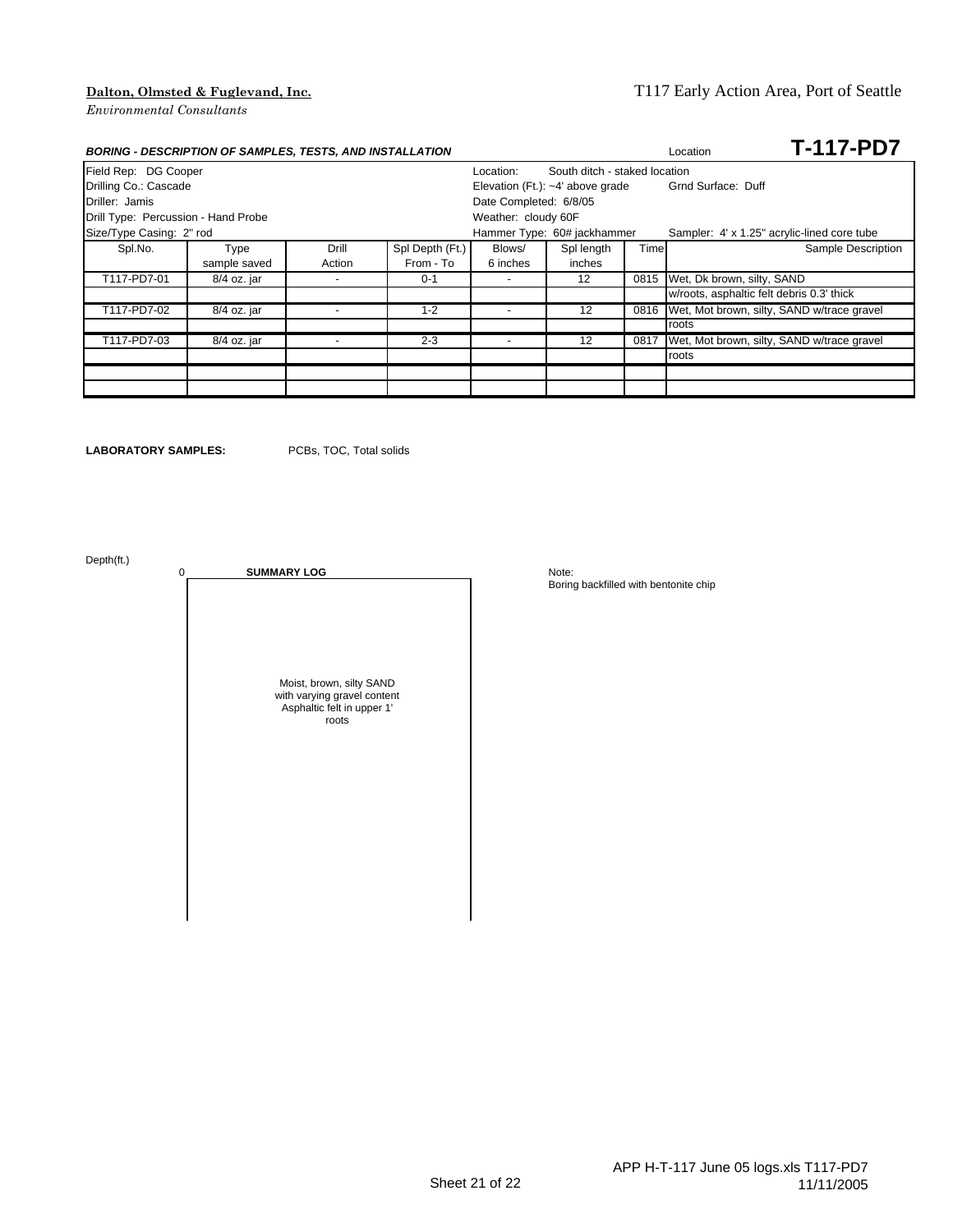**Dalton, Olmsted & Fuglevand, Inc.**
*Environmental Consultants*

T117 Early Action Area, Port of Seattle

***BORING - DESCRIPTION OF SAMPLES, TESTS, AND INSTALLATION***

Location **T-117-PD7**

| | | | | | | | |
|---|---|---|---|---|---|---|---|
| Field Rep: DG Cooper | | | | Location: South ditch - staked location | | | |
| Drilling Co.: Cascade | | | | Elevation (Ft.): ~4' above grade | | | Grnd Surface: Duff |
| Driller: Jamis | | | | Date Completed: 6/8/05 | | | |
| Drill Type: Percussion - Hand Probe | | | | Weather: cloudy 60F | | | |
| Size/Type Casing: 2" rod | | | | Hammer Type: 60# jackhammer | | | Sampler: 4' x 1.25" acrylic-lined core tube |

| Spl.No. | Type sample saved | Drill Action | Spl Depth (Ft.) From - To | Blows/ 6 inches | Spl length inches | Time | Sample Description |
|---|---|---|---|---|---|---|---|
| T117-PD7-01 | 8/4 oz. jar | - | 0-1 | - | 12 | 0815 | Wet, Dk brown, silty, SAND |
| | | | | | | | w/roots, asphaltic felt debris 0.3' thick |
| T117-PD7-02 | 8/4 oz. jar | - | 1-2 | - | 12 | 0816 | Wet, Mot brown, silty, SAND w/trace gravel |
| | | | | | | | roots |
| T117-PD7-03 | 8/4 oz. jar | - | 2-3 | - | 12 | 0817 | Wet, Mot brown, silty, SAND w/trace gravel |
| | | | | | | | roots |
| | | | | | | | |
| | | | | | | | |

**LABORATORY SAMPLES:** PCBs, TOC, Total solids

Depth(ft.)

0 **SUMMARY LOG**

Moist, brown, silty SAND
with varying gravel content
Asphaltic felt in upper 1'
roots

Note:
Boring backfilled with bentonite chip

APP H-T-117 June 05 logs.xls T117-PD7
11/11/2005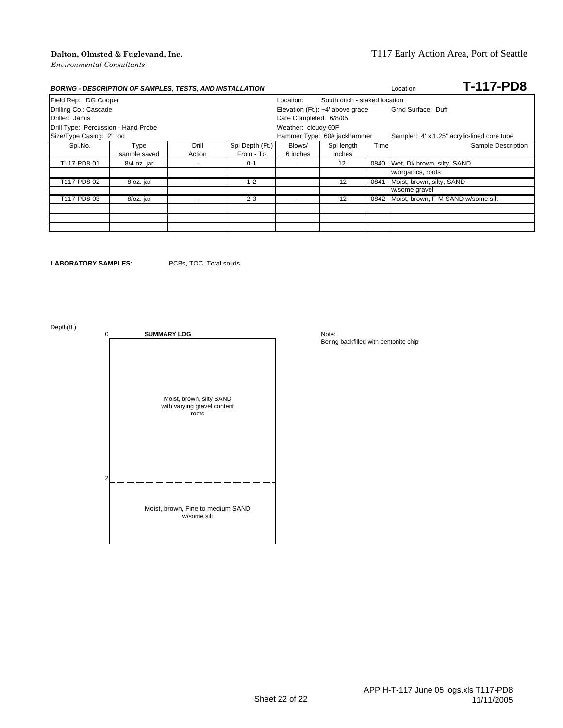**Dalton, Olmsted & Fuglevand, Inc.**
*Environmental Consultants*

T117 Early Action Area, Port of Seattle

**BORING - DESCRIPTION OF SAMPLES, TESTS, AND INSTALLATION**

Location **T-117-PD8**

| | | | | | | | |
|---|---|---|---|---|---|---|---|
| Field Rep: DG Cooper | | | | Location: South ditch - staked location | | | |
| Drilling Co.: Cascade | | | | Elevation (Ft.): ~4' above grade | | | Grnd Surface: Duff |
| Driller: Jamis | | | | Date Completed: 6/8/05 | | | |
| Drill Type: Percussion - Hand Probe | | | | Weather: cloudy 60F | | | |
| Size/Type Casing: 2" rod | | | | Hammer Type: 60# jackhammer | | | Sampler: 4' x 1.25" acrylic-lined core tube |

| Spl.No. | Type sample saved | Drill Action | Spl Depth (Ft.) From - To | Blows/ 6 inches | Spl length inches | Time | Sample Description |
|---|---|---|---|---|---|---|---|
| T117-PD8-01 | 8/4 oz. jar | - | 0-1 | - | 12 | 0840 | Wet, Dk brown, silty, SAND |
| | | | | | | | w/organics, roots |
| T117-PD8-02 | 8 oz. jar | - | 1-2 | - | 12 | 0841 | Moist, brown, silty, SAND |
| | | | | | | | w/some gravel |
| T117-PD8-03 | 8/oz. jar | - | 2-3 | - | 12 | 0842 | Moist, brown, F-M SAND w/some silt |
| | | | | | | | |
| | | | | | | | |
| | | | | | | | |

**LABORATORY SAMPLES:** PCBs, TOC, Total solids

Depth(ft.)

**SUMMARY LOG**

0

Moist, brown, silty SAND
with varying gravel content
roots

2

Moist, brown, Fine to medium SAND
w/some silt

Note:
Boring backfilled with bentonite chip

APP H-T-117 June 05 logs.xls T117-PD8
11/11/2005